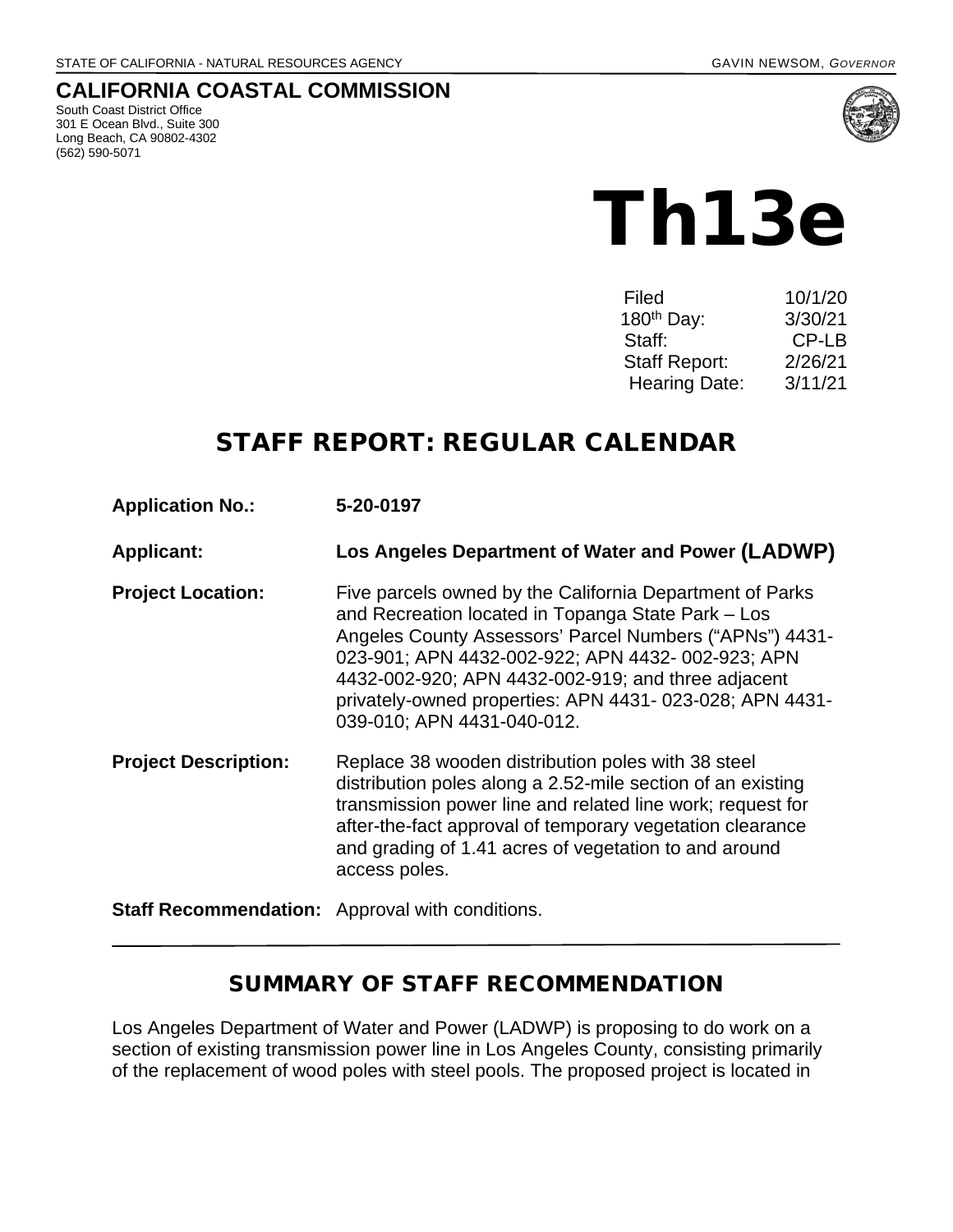STATE OF CALIFORNIA - NATURAL RESOURCES AGENCY GAVIN NEWSOM, *GOVERNOR*

# CALIFORNIA COASTAL COMMISSION

South Coast District Office
301 E Ocean Blvd., Suite 300
Long Beach, CA 90802-4302
(562) 590-5071

# Th13e

| | |
|---|---|
| Filed | 10/1/20 |
| 180th Day: | 3/30/21 |
| Staff: | CP-LB |
| Staff Report: | 2/26/21 |
| Hearing Date: | 3/11/21 |

## STAFF REPORT: REGULAR CALENDAR

**Application No.:** 5-20-0197

**Applicant:** Los Angeles Department of Water and Power (LADWP)

**Project Location:** Five parcels owned by the California Department of Parks and Recreation located in Topanga State Park – Los Angeles County Assessors' Parcel Numbers ("APNs") 4431-023-901; APN 4432-002-922; APN 4432- 002-923; APN 4432-002-920; APN 4432-002-919; and three adjacent privately-owned properties: APN 4431- 023-028; APN 4431-039-010; APN 4431-040-012.

**Project Description:** Replace 38 wooden distribution poles with 38 steel distribution poles along a 2.52-mile section of an existing transmission power line and related line work; request for after-the-fact approval of temporary vegetation clearance and grading of 1.41 acres of vegetation to and around access poles.

**Staff Recommendation:** Approval with conditions.

## SUMMARY OF STAFF RECOMMENDATION

Los Angeles Department of Water and Power (LADWP) is proposing to do work on a section of existing transmission power line in Los Angeles County, consisting primarily of the replacement of wood poles with steel pools. The proposed project is located in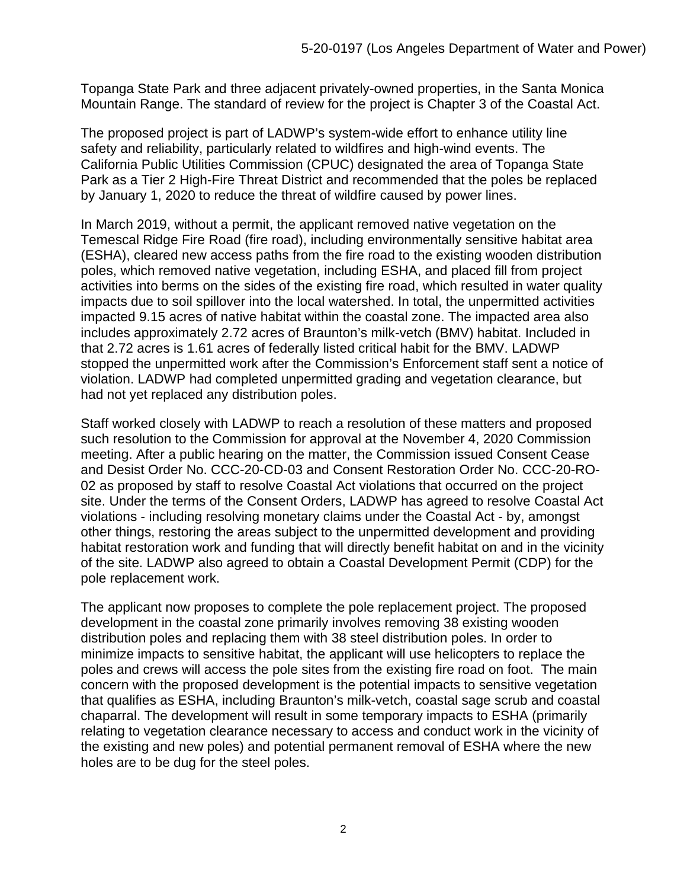Topanga State Park and three adjacent privately-owned properties, in the Santa Monica Mountain Range. The standard of review for the project is Chapter 3 of the Coastal Act.

The proposed project is part of LADWP's system-wide effort to enhance utility line safety and reliability, particularly related to wildfires and high-wind events. The California Public Utilities Commission (CPUC) designated the area of Topanga State Park as a Tier 2 High-Fire Threat District and recommended that the poles be replaced by January 1, 2020 to reduce the threat of wildfire caused by power lines.

In March 2019, without a permit, the applicant removed native vegetation on the Temescal Ridge Fire Road (fire road), including environmentally sensitive habitat area (ESHA), cleared new access paths from the fire road to the existing wooden distribution poles, which removed native vegetation, including ESHA, and placed fill from project activities into berms on the sides of the existing fire road, which resulted in water quality impacts due to soil spillover into the local watershed. In total, the unpermitted activities impacted 9.15 acres of native habitat within the coastal zone. The impacted area also includes approximately 2.72 acres of Braunton's milk-vetch (BMV) habitat. Included in that 2.72 acres is 1.61 acres of federally listed critical habit for the BMV. LADWP stopped the unpermitted work after the Commission's Enforcement staff sent a notice of violation. LADWP had completed unpermitted grading and vegetation clearance, but had not yet replaced any distribution poles.

Staff worked closely with LADWP to reach a resolution of these matters and proposed such resolution to the Commission for approval at the November 4, 2020 Commission meeting. After a public hearing on the matter, the Commission issued Consent Cease and Desist Order No. CCC-20-CD-03 and Consent Restoration Order No. CCC-20-RO-02 as proposed by staff to resolve Coastal Act violations that occurred on the project site. Under the terms of the Consent Orders, LADWP has agreed to resolve Coastal Act violations - including resolving monetary claims under the Coastal Act - by, amongst other things, restoring the areas subject to the unpermitted development and providing habitat restoration work and funding that will directly benefit habitat on and in the vicinity of the site. LADWP also agreed to obtain a Coastal Development Permit (CDP) for the pole replacement work.

The applicant now proposes to complete the pole replacement project. The proposed development in the coastal zone primarily involves removing 38 existing wooden distribution poles and replacing them with 38 steel distribution poles. In order to minimize impacts to sensitive habitat, the applicant will use helicopters to replace the poles and crews will access the pole sites from the existing fire road on foot. The main concern with the proposed development is the potential impacts to sensitive vegetation that qualifies as ESHA, including Braunton's milk-vetch, coastal sage scrub and coastal chaparral. The development will result in some temporary impacts to ESHA (primarily relating to vegetation clearance necessary to access and conduct work in the vicinity of the existing and new poles) and potential permanent removal of ESHA where the new holes are to be dug for the steel poles.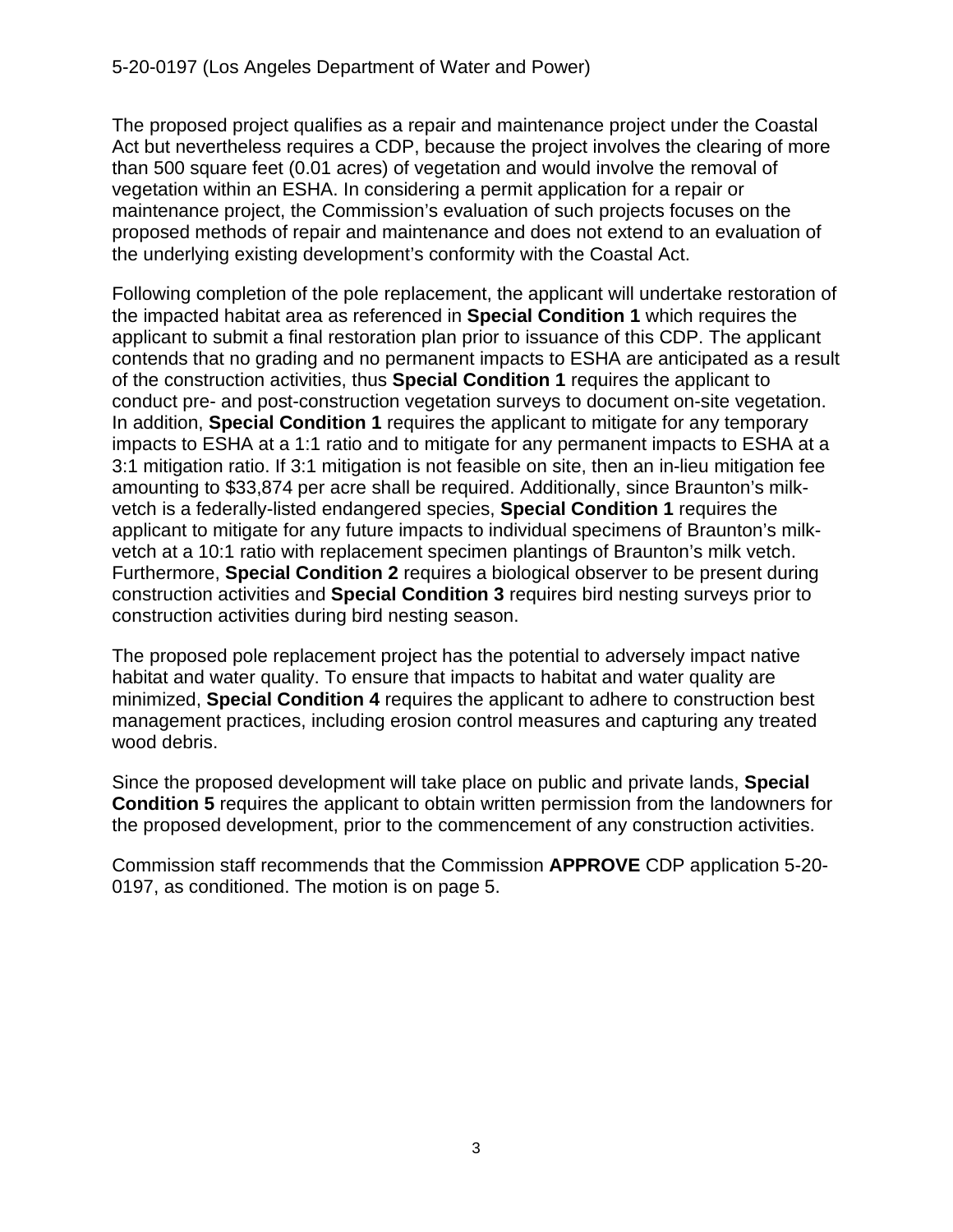The proposed project qualifies as a repair and maintenance project under the Coastal Act but nevertheless requires a CDP, because the project involves the clearing of more than 500 square feet (0.01 acres) of vegetation and would involve the removal of vegetation within an ESHA. In considering a permit application for a repair or maintenance project, the Commission's evaluation of such projects focuses on the proposed methods of repair and maintenance and does not extend to an evaluation of the underlying existing development's conformity with the Coastal Act.

Following completion of the pole replacement, the applicant will undertake restoration of the impacted habitat area as referenced in **Special Condition 1** which requires the applicant to submit a final restoration plan prior to issuance of this CDP. The applicant contends that no grading and no permanent impacts to ESHA are anticipated as a result of the construction activities, thus **Special Condition 1** requires the applicant to conduct pre- and post-construction vegetation surveys to document on-site vegetation. In addition, **Special Condition 1** requires the applicant to mitigate for any temporary impacts to ESHA at a 1:1 ratio and to mitigate for any permanent impacts to ESHA at a 3:1 mitigation ratio. If 3:1 mitigation is not feasible on site, then an in-lieu mitigation fee amounting to $33,874 per acre shall be required. Additionally, since Braunton's milk-vetch is a federally-listed endangered species, **Special Condition 1** requires the applicant to mitigate for any future impacts to individual specimens of Braunton's milk-vetch at a 10:1 ratio with replacement specimen plantings of Braunton's milk vetch. Furthermore, **Special Condition 2** requires a biological observer to be present during construction activities and **Special Condition 3** requires bird nesting surveys prior to construction activities during bird nesting season.

The proposed pole replacement project has the potential to adversely impact native habitat and water quality. To ensure that impacts to habitat and water quality are minimized, **Special Condition 4** requires the applicant to adhere to construction best management practices, including erosion control measures and capturing any treated wood debris.

Since the proposed development will take place on public and private lands, **Special Condition 5** requires the applicant to obtain written permission from the landowners for the proposed development, prior to the commencement of any construction activities.

Commission staff recommends that the Commission **APPROVE** CDP application 5-20-0197, as conditioned. The motion is on page 5.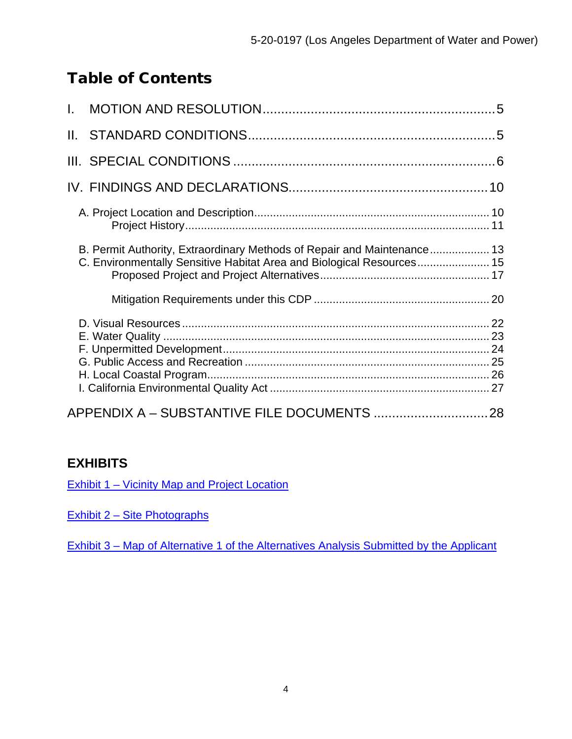# Table of Contents

I. MOTION AND RESOLUTION....................................................................5

II. STANDARD CONDITIONS....................................................................5

III. SPECIAL CONDITIONS.......................................................................6

IV. FINDINGS AND DECLARATIONS......................................................10

A. Project Location and Description..........................................................10
  Project History....................................................................................11

B. Permit Authority, Extraordinary Methods of Repair and Maintenance..................13
C. Environmentally Sensitive Habitat Area and Biological Resources......................15
  Proposed Project and Project Alternatives..................................................17

  Mitigation Requirements under this CDP....................................................20

D. Visual Resources................................................................................22
E. Water Quality....................................................................................23
F. Unpermitted Development....................................................................24
G. Public Access and Recreation..............................................................25
H. Local Coastal Program........................................................................26
I. California Environmental Quality Act.....................................................27

APPENDIX A – SUBSTANTIVE FILE DOCUMENTS...............................28

## EXHIBITS

Exhibit 1 – Vicinity Map and Project Location

Exhibit 2 – Site Photographs

Exhibit 3 – Map of Alternative 1 of the Alternatives Analysis Submitted by the Applicant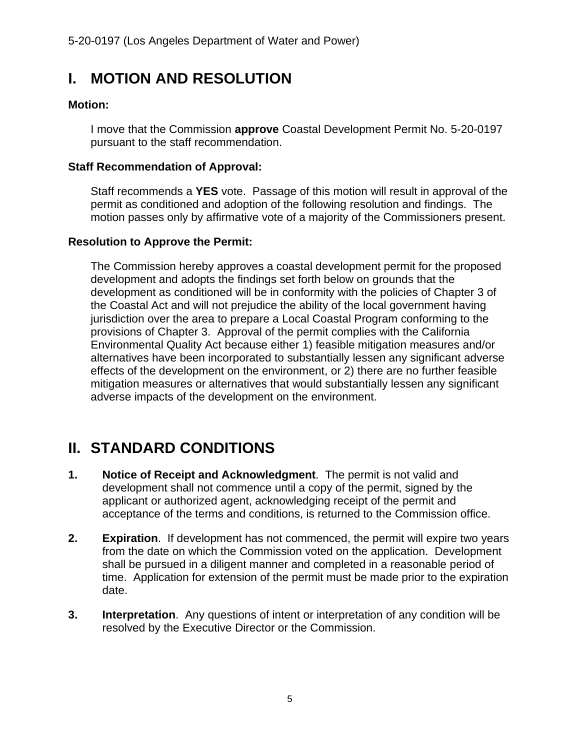# I. MOTION AND RESOLUTION

**Motion:**

I move that the Commission **approve** Coastal Development Permit No. 5-20-0197 pursuant to the staff recommendation.

**Staff Recommendation of Approval:**

Staff recommends a **YES** vote. Passage of this motion will result in approval of the permit as conditioned and adoption of the following resolution and findings. The motion passes only by affirmative vote of a majority of the Commissioners present.

**Resolution to Approve the Permit:**

The Commission hereby approves a coastal development permit for the proposed development and adopts the findings set forth below on grounds that the development as conditioned will be in conformity with the policies of Chapter 3 of the Coastal Act and will not prejudice the ability of the local government having jurisdiction over the area to prepare a Local Coastal Program conforming to the provisions of Chapter 3. Approval of the permit complies with the California Environmental Quality Act because either 1) feasible mitigation measures and/or alternatives have been incorporated to substantially lessen any significant adverse effects of the development on the environment, or 2) there are no further feasible mitigation measures or alternatives that would substantially lessen any significant adverse impacts of the development on the environment.

# II. STANDARD CONDITIONS

**1.** **Notice of Receipt and Acknowledgment**. The permit is not valid and development shall not commence until a copy of the permit, signed by the applicant or authorized agent, acknowledging receipt of the permit and acceptance of the terms and conditions, is returned to the Commission office.

**2.** **Expiration**. If development has not commenced, the permit will expire two years from the date on which the Commission voted on the application. Development shall be pursued in a diligent manner and completed in a reasonable period of time. Application for extension of the permit must be made prior to the expiration date.

**3.** **Interpretation**. Any questions of intent or interpretation of any condition will be resolved by the Executive Director or the Commission.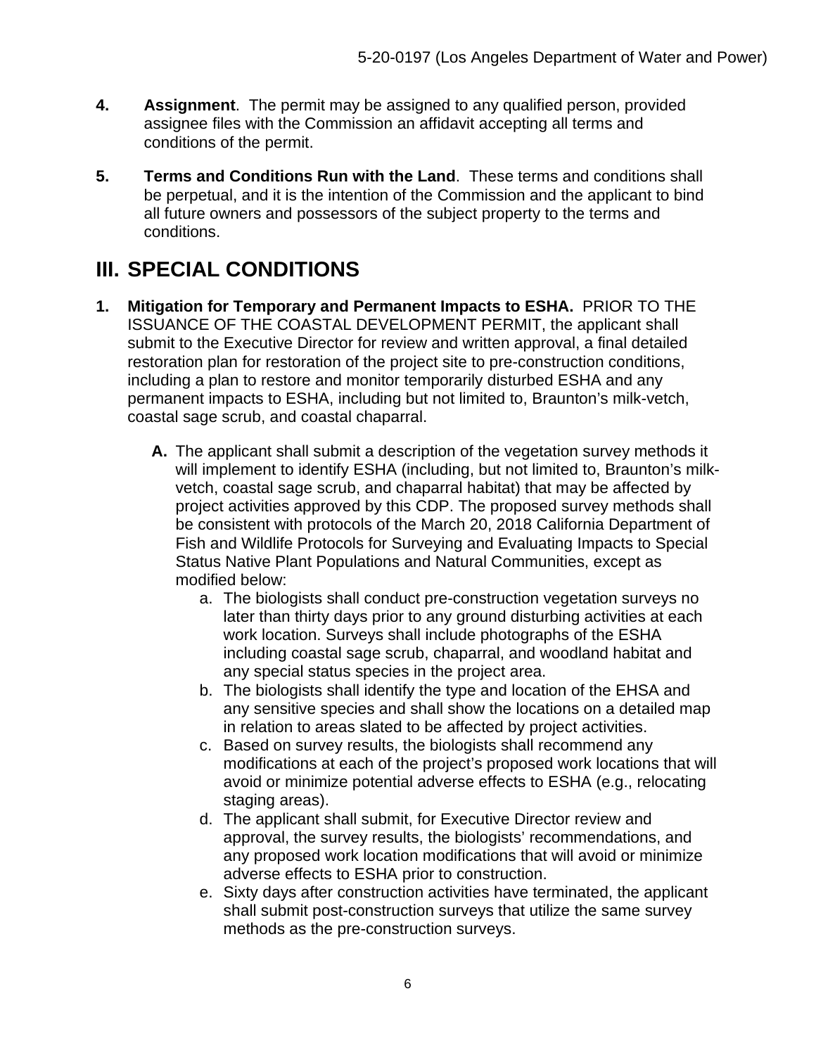**4. Assignment**. The permit may be assigned to any qualified person, provided assignee files with the Commission an affidavit accepting all terms and conditions of the permit.

**5. Terms and Conditions Run with the Land**. These terms and conditions shall be perpetual, and it is the intention of the Commission and the applicant to bind all future owners and possessors of the subject property to the terms and conditions.

# III. SPECIAL CONDITIONS

**1. Mitigation for Temporary and Permanent Impacts to ESHA.** PRIOR TO THE ISSUANCE OF THE COASTAL DEVELOPMENT PERMIT, the applicant shall submit to the Executive Director for review and written approval, a final detailed restoration plan for restoration of the project site to pre-construction conditions, including a plan to restore and monitor temporarily disturbed ESHA and any permanent impacts to ESHA, including but not limited to, Braunton's milk-vetch, coastal sage scrub, and coastal chaparral.

**A.** The applicant shall submit a description of the vegetation survey methods it will implement to identify ESHA (including, but not limited to, Braunton's milk-vetch, coastal sage scrub, and chaparral habitat) that may be affected by project activities approved by this CDP. The proposed survey methods shall be consistent with protocols of the March 20, 2018 California Department of Fish and Wildlife Protocols for Surveying and Evaluating Impacts to Special Status Native Plant Populations and Natural Communities, except as modified below:

a. The biologists shall conduct pre-construction vegetation surveys no later than thirty days prior to any ground disturbing activities at each work location. Surveys shall include photographs of the ESHA including coastal sage scrub, chaparral, and woodland habitat and any special status species in the project area.

b. The biologists shall identify the type and location of the EHSA and any sensitive species and shall show the locations on a detailed map in relation to areas slated to be affected by project activities.

c. Based on survey results, the biologists shall recommend any modifications at each of the project's proposed work locations that will avoid or minimize potential adverse effects to ESHA (e.g., relocating staging areas).

d. The applicant shall submit, for Executive Director review and approval, the survey results, the biologists' recommendations, and any proposed work location modifications that will avoid or minimize adverse effects to ESHA prior to construction.

e. Sixty days after construction activities have terminated, the applicant shall submit post-construction surveys that utilize the same survey methods as the pre-construction surveys.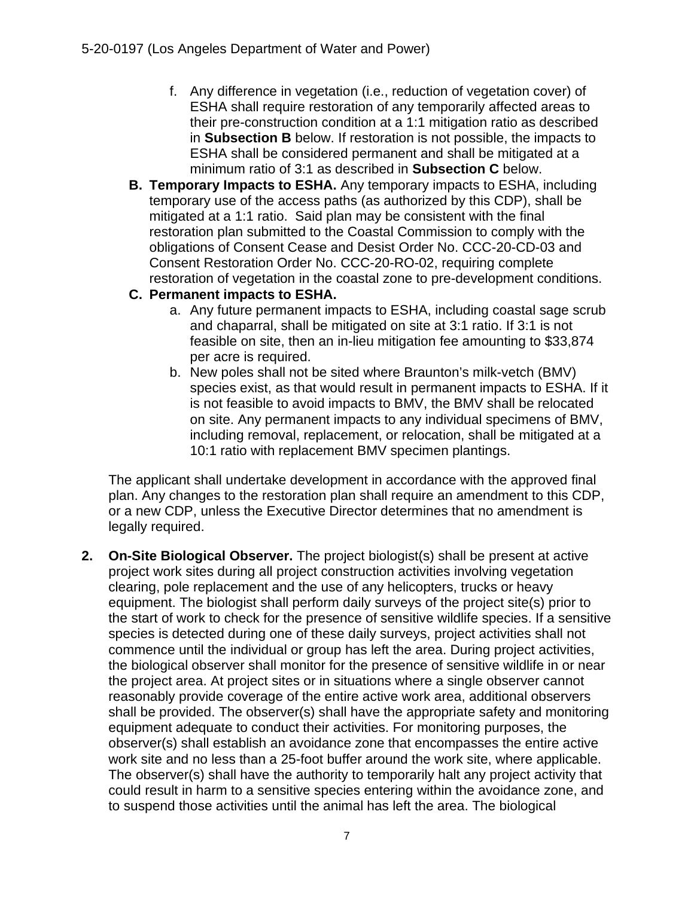f. Any difference in vegetation (i.e., reduction of vegetation cover) of ESHA shall require restoration of any temporarily affected areas to their pre-construction condition at a 1:1 mitigation ratio as described in **Subsection B** below. If restoration is not possible, the impacts to ESHA shall be considered permanent and shall be mitigated at a minimum ratio of 3:1 as described in **Subsection C** below.

**B. Temporary Impacts to ESHA.** Any temporary impacts to ESHA, including temporary use of the access paths (as authorized by this CDP), shall be mitigated at a 1:1 ratio. Said plan may be consistent with the final restoration plan submitted to the Coastal Commission to comply with the obligations of Consent Cease and Desist Order No. CCC-20-CD-03 and Consent Restoration Order No. CCC-20-RO-02, requiring complete restoration of vegetation in the coastal zone to pre-development conditions.

**C. Permanent impacts to ESHA.**

   a. Any future permanent impacts to ESHA, including coastal sage scrub and chaparral, shall be mitigated on site at 3:1 ratio. If 3:1 is not feasible on site, then an in-lieu mitigation fee amounting to $33,874 per acre is required.

   b. New poles shall not be sited where Braunton's milk-vetch (BMV) species exist, as that would result in permanent impacts to ESHA. If it is not feasible to avoid impacts to BMV, the BMV shall be relocated on site. Any permanent impacts to any individual specimens of BMV, including removal, replacement, or relocation, shall be mitigated at a 10:1 ratio with replacement BMV specimen plantings.

The applicant shall undertake development in accordance with the approved final plan. Any changes to the restoration plan shall require an amendment to this CDP, or a new CDP, unless the Executive Director determines that no amendment is legally required.

**2. On-Site Biological Observer.** The project biologist(s) shall be present at active project work sites during all project construction activities involving vegetation clearing, pole replacement and the use of any helicopters, trucks or heavy equipment. The biologist shall perform daily surveys of the project site(s) prior to the start of work to check for the presence of sensitive wildlife species. If a sensitive species is detected during one of these daily surveys, project activities shall not commence until the individual or group has left the area. During project activities, the biological observer shall monitor for the presence of sensitive wildlife in or near the project area. At project sites or in situations where a single observer cannot reasonably provide coverage of the entire active work area, additional observers shall be provided. The observer(s) shall have the appropriate safety and monitoring equipment adequate to conduct their activities. For monitoring purposes, the observer(s) shall establish an avoidance zone that encompasses the entire active work site and no less than a 25-foot buffer around the work site, where applicable. The observer(s) shall have the authority to temporarily halt any project activity that could result in harm to a sensitive species entering within the avoidance zone, and to suspend those activities until the animal has left the area. The biological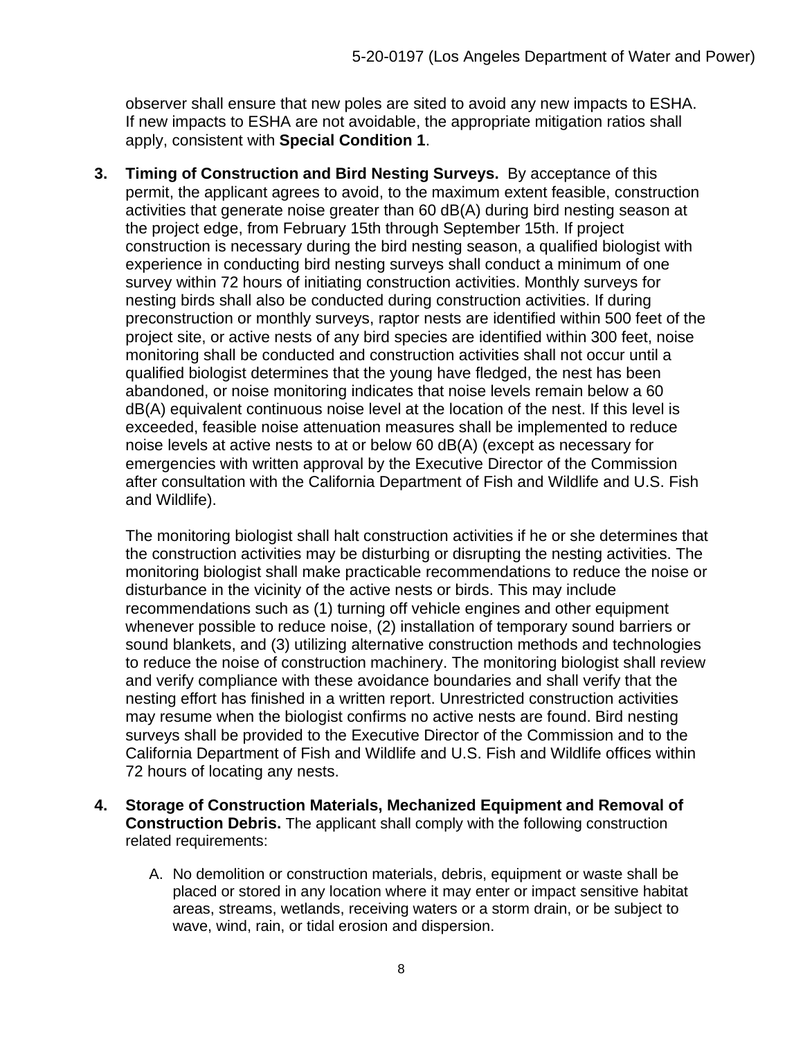observer shall ensure that new poles are sited to avoid any new impacts to ESHA. If new impacts to ESHA are not avoidable, the appropriate mitigation ratios shall apply, consistent with **Special Condition 1**.

3. **Timing of Construction and Bird Nesting Surveys.** By acceptance of this permit, the applicant agrees to avoid, to the maximum extent feasible, construction activities that generate noise greater than 60 dB(A) during bird nesting season at the project edge, from February 15th through September 15th. If project construction is necessary during the bird nesting season, a qualified biologist with experience in conducting bird nesting surveys shall conduct a minimum of one survey within 72 hours of initiating construction activities. Monthly surveys for nesting birds shall also be conducted during construction activities. If during preconstruction or monthly surveys, raptor nests are identified within 500 feet of the project site, or active nests of any bird species are identified within 300 feet, noise monitoring shall be conducted and construction activities shall not occur until a qualified biologist determines that the young have fledged, the nest has been abandoned, or noise monitoring indicates that noise levels remain below a 60 dB(A) equivalent continuous noise level at the location of the nest. If this level is exceeded, feasible noise attenuation measures shall be implemented to reduce noise levels at active nests to at or below 60 dB(A) (except as necessary for emergencies with written approval by the Executive Director of the Commission after consultation with the California Department of Fish and Wildlife and U.S. Fish and Wildlife).

   The monitoring biologist shall halt construction activities if he or she determines that the construction activities may be disturbing or disrupting the nesting activities. The monitoring biologist shall make practicable recommendations to reduce the noise or disturbance in the vicinity of the active nests or birds. This may include recommendations such as (1) turning off vehicle engines and other equipment whenever possible to reduce noise, (2) installation of temporary sound barriers or sound blankets, and (3) utilizing alternative construction methods and technologies to reduce the noise of construction machinery. The monitoring biologist shall review and verify compliance with these avoidance boundaries and shall verify that the nesting effort has finished in a written report. Unrestricted construction activities may resume when the biologist confirms no active nests are found. Bird nesting surveys shall be provided to the Executive Director of the Commission and to the California Department of Fish and Wildlife and U.S. Fish and Wildlife offices within 72 hours of locating any nests.

4. **Storage of Construction Materials, Mechanized Equipment and Removal of Construction Debris.** The applicant shall comply with the following construction related requirements:

   A. No demolition or construction materials, debris, equipment or waste shall be placed or stored in any location where it may enter or impact sensitive habitat areas, streams, wetlands, receiving waters or a storm drain, or be subject to wave, wind, rain, or tidal erosion and dispersion.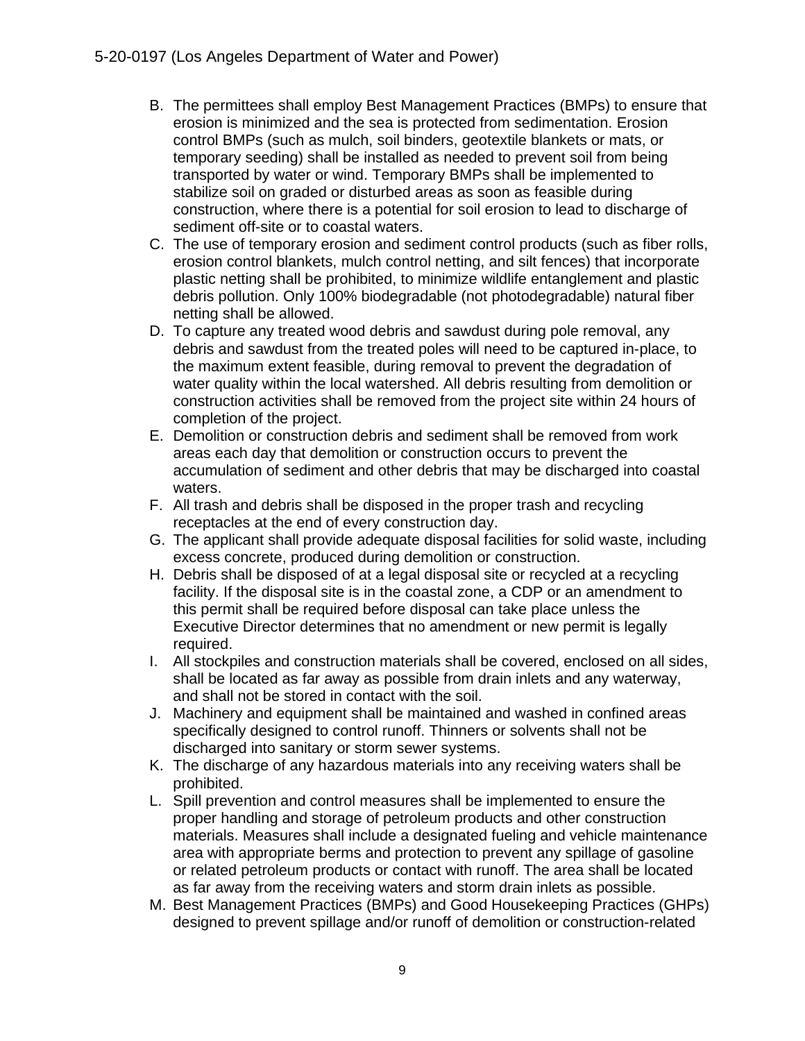B. The permittees shall employ Best Management Practices (BMPs) to ensure that erosion is minimized and the sea is protected from sedimentation. Erosion control BMPs (such as mulch, soil binders, geotextile blankets or mats, or temporary seeding) shall be installed as needed to prevent soil from being transported by water or wind. Temporary BMPs shall be implemented to stabilize soil on graded or disturbed areas as soon as feasible during construction, where there is a potential for soil erosion to lead to discharge of sediment off-site or to coastal waters.
C. The use of temporary erosion and sediment control products (such as fiber rolls, erosion control blankets, mulch control netting, and silt fences) that incorporate plastic netting shall be prohibited, to minimize wildlife entanglement and plastic debris pollution. Only 100% biodegradable (not photodegradable) natural fiber netting shall be allowed.
D. To capture any treated wood debris and sawdust during pole removal, any debris and sawdust from the treated poles will need to be captured in-place, to the maximum extent feasible, during removal to prevent the degradation of water quality within the local watershed. All debris resulting from demolition or construction activities shall be removed from the project site within 24 hours of completion of the project.
E. Demolition or construction debris and sediment shall be removed from work areas each day that demolition or construction occurs to prevent the accumulation of sediment and other debris that may be discharged into coastal waters.
F. All trash and debris shall be disposed in the proper trash and recycling receptacles at the end of every construction day.
G. The applicant shall provide adequate disposal facilities for solid waste, including excess concrete, produced during demolition or construction.
H. Debris shall be disposed of at a legal disposal site or recycled at a recycling facility. If the disposal site is in the coastal zone, a CDP or an amendment to this permit shall be required before disposal can take place unless the Executive Director determines that no amendment or new permit is legally required.
I. All stockpiles and construction materials shall be covered, enclosed on all sides, shall be located as far away as possible from drain inlets and any waterway, and shall not be stored in contact with the soil.
J. Machinery and equipment shall be maintained and washed in confined areas specifically designed to control runoff. Thinners or solvents shall not be discharged into sanitary or storm sewer systems.
K. The discharge of any hazardous materials into any receiving waters shall be prohibited.
L. Spill prevention and control measures shall be implemented to ensure the proper handling and storage of petroleum products and other construction materials. Measures shall include a designated fueling and vehicle maintenance area with appropriate berms and protection to prevent any spillage of gasoline or related petroleum products or contact with runoff. The area shall be located as far away from the receiving waters and storm drain inlets as possible.
M. Best Management Practices (BMPs) and Good Housekeeping Practices (GHPs) designed to prevent spillage and/or runoff of demolition or construction-related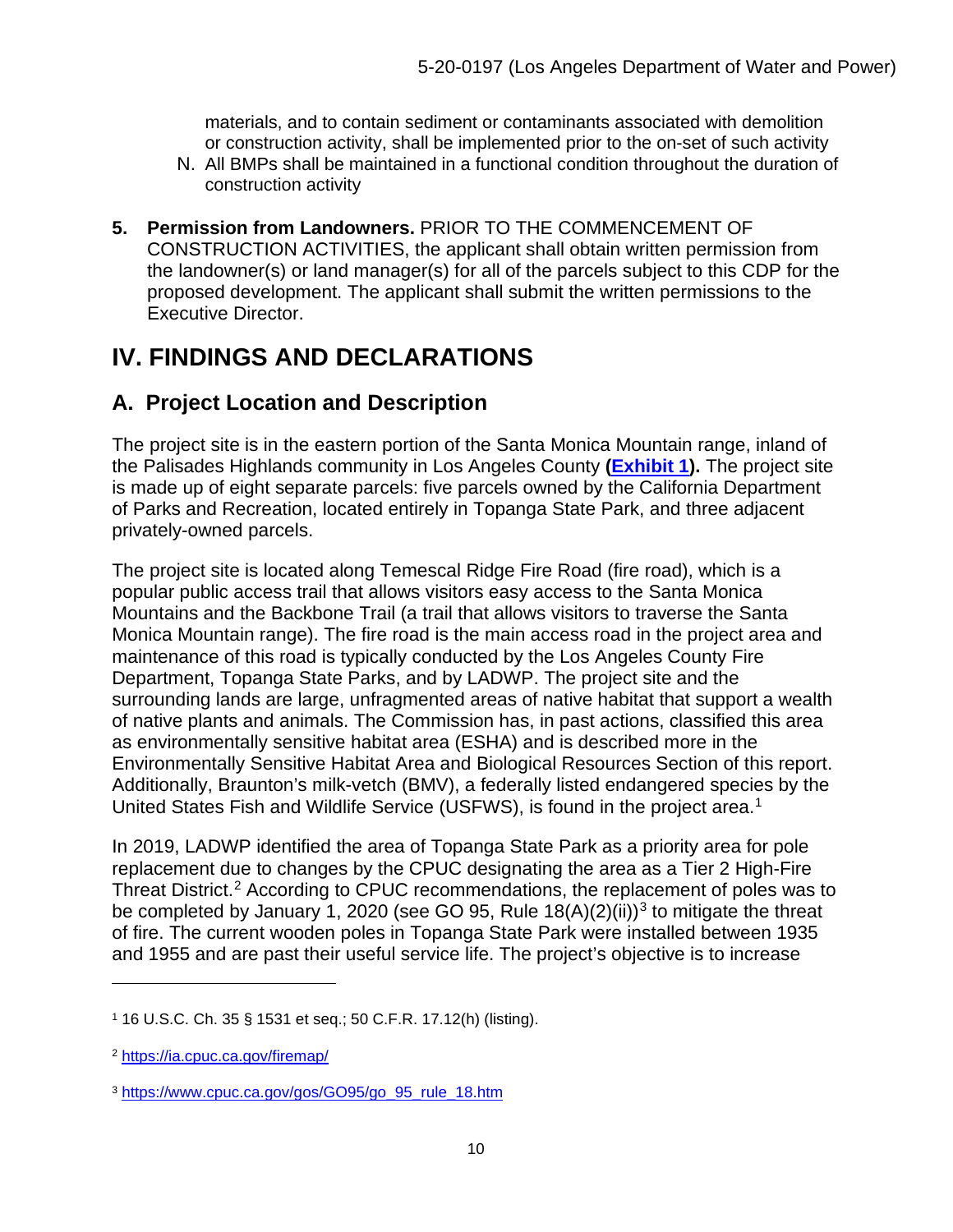materials, and to contain sediment or contaminants associated with demolition or construction activity, shall be implemented prior to the on-set of such activity

N. All BMPs shall be maintained in a functional condition throughout the duration of construction activity

**5. Permission from Landowners.** PRIOR TO THE COMMENCEMENT OF CONSTRUCTION ACTIVITIES, the applicant shall obtain written permission from the landowner(s) or land manager(s) for all of the parcels subject to this CDP for the proposed development. The applicant shall submit the written permissions to the Executive Director.

# IV. FINDINGS AND DECLARATIONS

## A. Project Location and Description

The project site is in the eastern portion of the Santa Monica Mountain range, inland of the Palisades Highlands community in Los Angeles County **(Exhibit 1).** The project site is made up of eight separate parcels: five parcels owned by the California Department of Parks and Recreation, located entirely in Topanga State Park, and three adjacent privately-owned parcels.

The project site is located along Temescal Ridge Fire Road (fire road), which is a popular public access trail that allows visitors easy access to the Santa Monica Mountains and the Backbone Trail (a trail that allows visitors to traverse the Santa Monica Mountain range). The fire road is the main access road in the project area and maintenance of this road is typically conducted by the Los Angeles County Fire Department, Topanga State Parks, and by LADWP. The project site and the surrounding lands are large, unfragmented areas of native habitat that support a wealth of native plants and animals. The Commission has, in past actions, classified this area as environmentally sensitive habitat area (ESHA) and is described more in the Environmentally Sensitive Habitat Area and Biological Resources Section of this report. Additionally, Braunton's milk-vetch (BMV), a federally listed endangered species by the United States Fish and Wildlife Service (USFWS), is found in the project area.[1]

In 2019, LADWP identified the area of Topanga State Park as a priority area for pole replacement due to changes by the CPUC designating the area as a Tier 2 High-Fire Threat District.[2] According to CPUC recommendations, the replacement of poles was to be completed by January 1, 2020 (see GO 95, Rule 18(A)(2)(ii))[3] to mitigate the threat of fire. The current wooden poles in Topanga State Park were installed between 1935 and 1955 and are past their useful service life. The project's objective is to increase

---

[1] 16 U.S.C. Ch. 35 § 1531 et seq.; 50 C.F.R. 17.12(h) (listing).

[2] https://ia.cpuc.ca.gov/firemap/

[3] https://www.cpuc.ca.gov/gos/GO95/go_95_rule_18.htm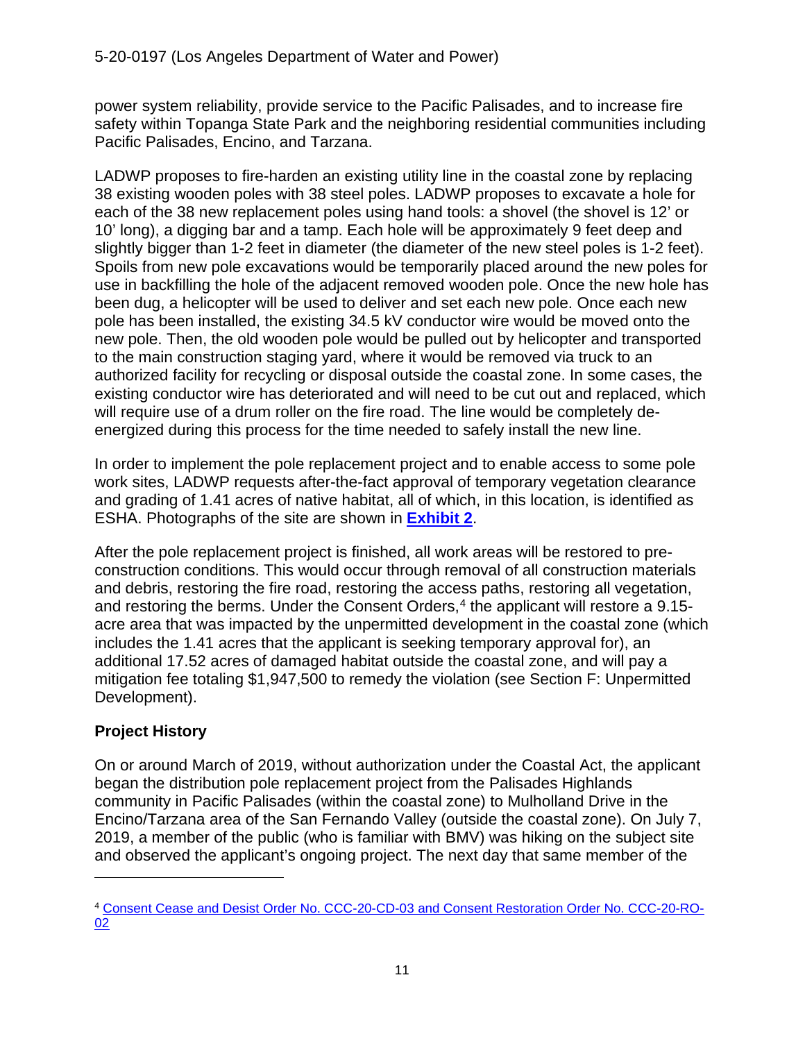power system reliability, provide service to the Pacific Palisades, and to increase fire safety within Topanga State Park and the neighboring residential communities including Pacific Palisades, Encino, and Tarzana.

LADWP proposes to fire-harden an existing utility line in the coastal zone by replacing 38 existing wooden poles with 38 steel poles. LADWP proposes to excavate a hole for each of the 38 new replacement poles using hand tools: a shovel (the shovel is 12' or 10' long), a digging bar and a tamp. Each hole will be approximately 9 feet deep and slightly bigger than 1-2 feet in diameter (the diameter of the new steel poles is 1-2 feet). Spoils from new pole excavations would be temporarily placed around the new poles for use in backfilling the hole of the adjacent removed wooden pole. Once the new hole has been dug, a helicopter will be used to deliver and set each new pole. Once each new pole has been installed, the existing 34.5 kV conductor wire would be moved onto the new pole. Then, the old wooden pole would be pulled out by helicopter and transported to the main construction staging yard, where it would be removed via truck to an authorized facility for recycling or disposal outside the coastal zone. In some cases, the existing conductor wire has deteriorated and will need to be cut out and replaced, which will require use of a drum roller on the fire road. The line would be completely de-energized during this process for the time needed to safely install the new line.

In order to implement the pole replacement project and to enable access to some pole work sites, LADWP requests after-the-fact approval of temporary vegetation clearance and grading of 1.41 acres of native habitat, all of which, in this location, is identified as ESHA. Photographs of the site are shown in **Exhibit 2**.

After the pole replacement project is finished, all work areas will be restored to pre-construction conditions. This would occur through removal of all construction materials and debris, restoring the fire road, restoring the access paths, restoring all vegetation, and restoring the berms. Under the Consent Orders,[4] the applicant will restore a 9.15-acre area that was impacted by the unpermitted development in the coastal zone (which includes the 1.41 acres that the applicant is seeking temporary approval for), an additional 17.52 acres of damaged habitat outside the coastal zone, and will pay a mitigation fee totaling $1,947,500 to remedy the violation (see Section F: Unpermitted Development).

## Project History

On or around March of 2019, without authorization under the Coastal Act, the applicant began the distribution pole replacement project from the Palisades Highlands community in Pacific Palisades (within the coastal zone) to Mulholland Drive in the Encino/Tarzana area of the San Fernando Valley (outside the coastal zone). On July 7, 2019, a member of the public (who is familiar with BMV) was hiking on the subject site and observed the applicant's ongoing project. The next day that same member of the

[4] Consent Cease and Desist Order No. CCC-20-CD-03 and Consent Restoration Order No. CCC-20-RO-02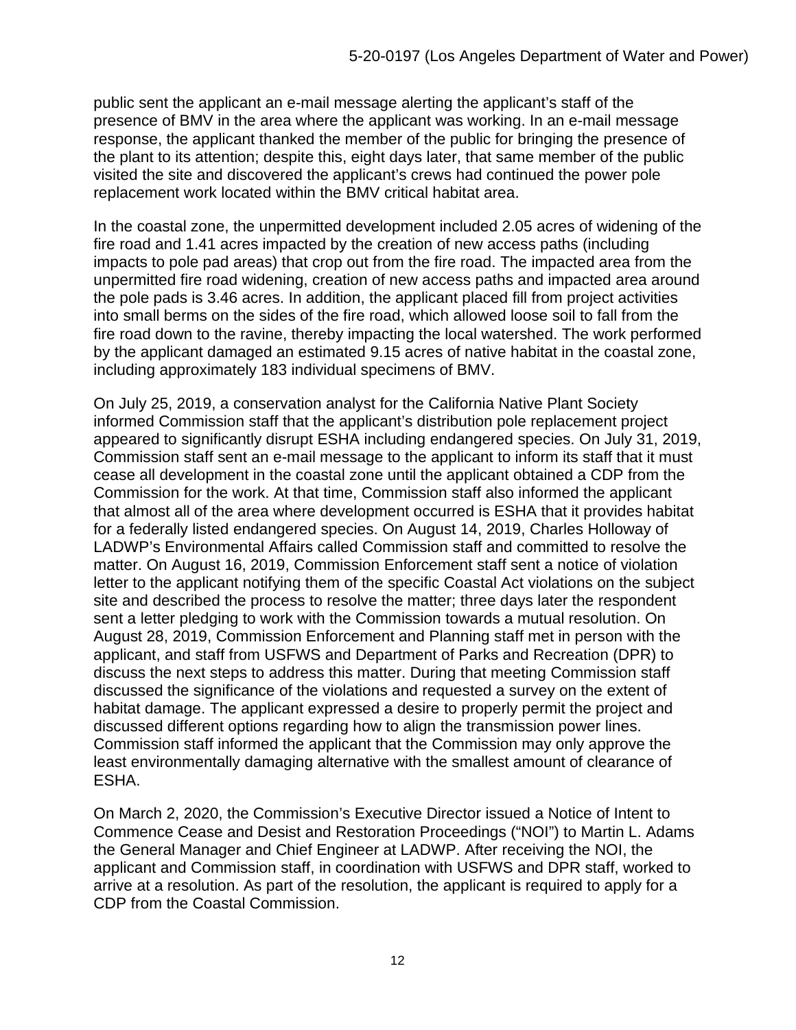public sent the applicant an e-mail message alerting the applicant's staff of the presence of BMV in the area where the applicant was working. In an e-mail message response, the applicant thanked the member of the public for bringing the presence of the plant to its attention; despite this, eight days later, that same member of the public visited the site and discovered the applicant's crews had continued the power pole replacement work located within the BMV critical habitat area.

In the coastal zone, the unpermitted development included 2.05 acres of widening of the fire road and 1.41 acres impacted by the creation of new access paths (including impacts to pole pad areas) that crop out from the fire road. The impacted area from the unpermitted fire road widening, creation of new access paths and impacted area around the pole pads is 3.46 acres. In addition, the applicant placed fill from project activities into small berms on the sides of the fire road, which allowed loose soil to fall from the fire road down to the ravine, thereby impacting the local watershed. The work performed by the applicant damaged an estimated 9.15 acres of native habitat in the coastal zone, including approximately 183 individual specimens of BMV.

On July 25, 2019, a conservation analyst for the California Native Plant Society informed Commission staff that the applicant's distribution pole replacement project appeared to significantly disrupt ESHA including endangered species. On July 31, 2019, Commission staff sent an e-mail message to the applicant to inform its staff that it must cease all development in the coastal zone until the applicant obtained a CDP from the Commission for the work. At that time, Commission staff also informed the applicant that almost all of the area where development occurred is ESHA that it provides habitat for a federally listed endangered species. On August 14, 2019, Charles Holloway of LADWP's Environmental Affairs called Commission staff and committed to resolve the matter. On August 16, 2019, Commission Enforcement staff sent a notice of violation letter to the applicant notifying them of the specific Coastal Act violations on the subject site and described the process to resolve the matter; three days later the respondent sent a letter pledging to work with the Commission towards a mutual resolution. On August 28, 2019, Commission Enforcement and Planning staff met in person with the applicant, and staff from USFWS and Department of Parks and Recreation (DPR) to discuss the next steps to address this matter. During that meeting Commission staff discussed the significance of the violations and requested a survey on the extent of habitat damage. The applicant expressed a desire to properly permit the project and discussed different options regarding how to align the transmission power lines. Commission staff informed the applicant that the Commission may only approve the least environmentally damaging alternative with the smallest amount of clearance of ESHA.

On March 2, 2020, the Commission's Executive Director issued a Notice of Intent to Commence Cease and Desist and Restoration Proceedings ("NOI") to Martin L. Adams the General Manager and Chief Engineer at LADWP. After receiving the NOI, the applicant and Commission staff, in coordination with USFWS and DPR staff, worked to arrive at a resolution. As part of the resolution, the applicant is required to apply for a CDP from the Coastal Commission.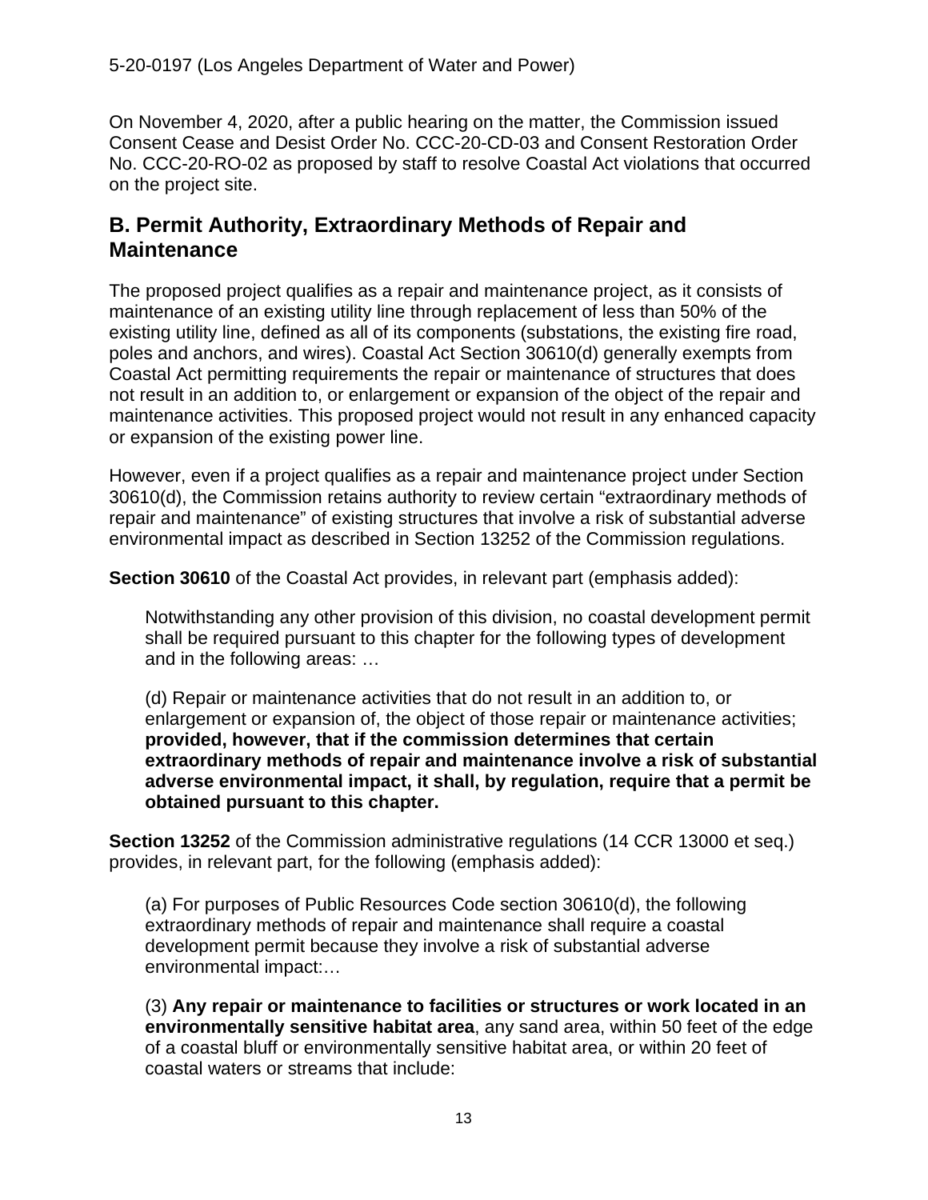On November 4, 2020, after a public hearing on the matter, the Commission issued Consent Cease and Desist Order No. CCC-20-CD-03 and Consent Restoration Order No. CCC-20-RO-02 as proposed by staff to resolve Coastal Act violations that occurred on the project site.

## B. Permit Authority, Extraordinary Methods of Repair and Maintenance

The proposed project qualifies as a repair and maintenance project, as it consists of maintenance of an existing utility line through replacement of less than 50% of the existing utility line, defined as all of its components (substations, the existing fire road, poles and anchors, and wires). Coastal Act Section 30610(d) generally exempts from Coastal Act permitting requirements the repair or maintenance of structures that does not result in an addition to, or enlargement or expansion of the object of the repair and maintenance activities. This proposed project would not result in any enhanced capacity or expansion of the existing power line.

However, even if a project qualifies as a repair and maintenance project under Section 30610(d), the Commission retains authority to review certain "extraordinary methods of repair and maintenance" of existing structures that involve a risk of substantial adverse environmental impact as described in Section 13252 of the Commission regulations.

**Section 30610** of the Coastal Act provides, in relevant part (emphasis added):

> Notwithstanding any other provision of this division, no coastal development permit shall be required pursuant to this chapter for the following types of development and in the following areas: …
>
> (d) Repair or maintenance activities that do not result in an addition to, or enlargement or expansion of, the object of those repair or maintenance activities; **provided, however, that if the commission determines that certain extraordinary methods of repair and maintenance involve a risk of substantial adverse environmental impact, it shall, by regulation, require that a permit be obtained pursuant to this chapter.**

**Section 13252** of the Commission administrative regulations (14 CCR 13000 et seq.) provides, in relevant part, for the following (emphasis added):

> (a) For purposes of Public Resources Code section 30610(d), the following extraordinary methods of repair and maintenance shall require a coastal development permit because they involve a risk of substantial adverse environmental impact:…
>
> (3) **Any repair or maintenance to facilities or structures or work located in an environmentally sensitive habitat area**, any sand area, within 50 feet of the edge of a coastal bluff or environmentally sensitive habitat area, or within 20 feet of coastal waters or streams that include: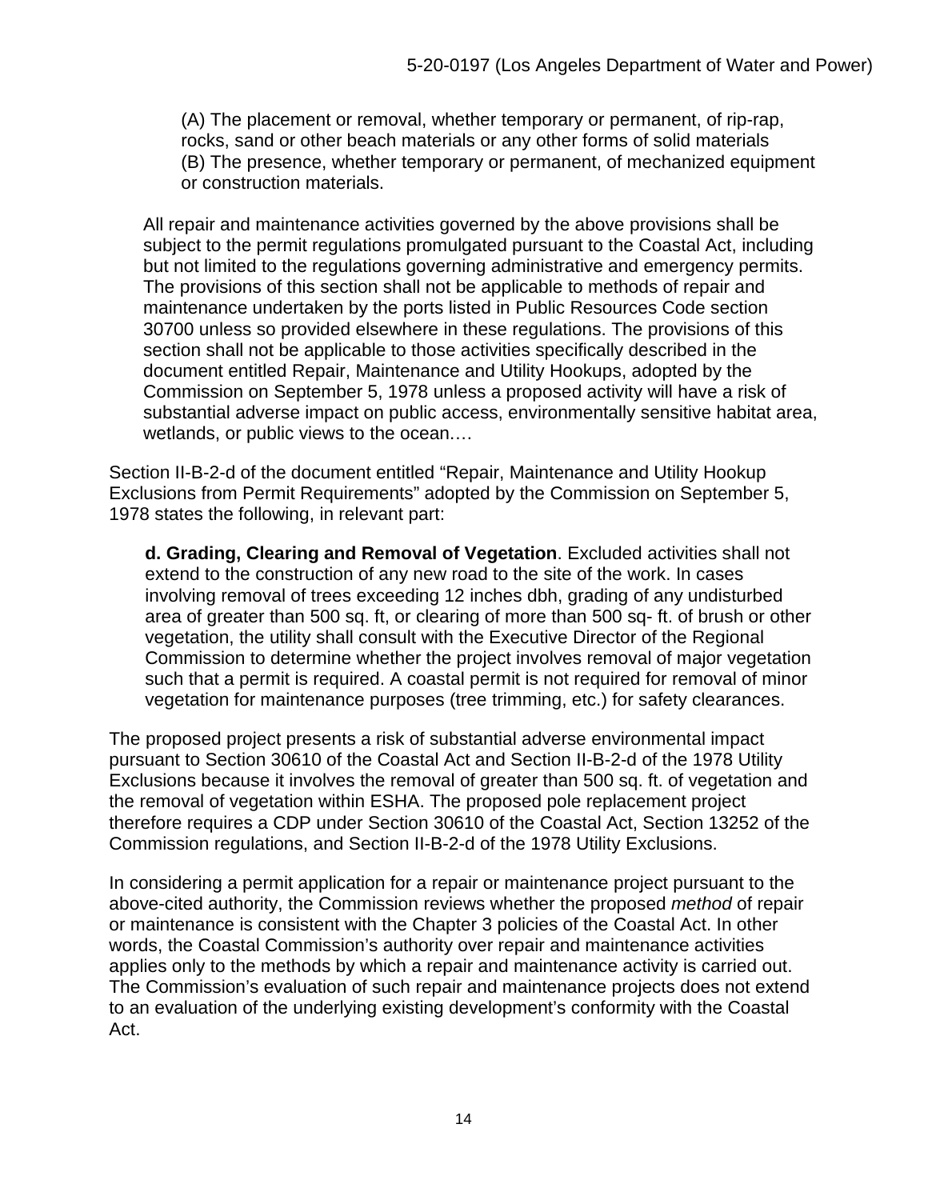> (A) The placement or removal, whether temporary or permanent, of rip-rap, rocks, sand or other beach materials or any other forms of solid materials
> (B) The presence, whether temporary or permanent, of mechanized equipment or construction materials.
>
> All repair and maintenance activities governed by the above provisions shall be subject to the permit regulations promulgated pursuant to the Coastal Act, including but not limited to the regulations governing administrative and emergency permits. The provisions of this section shall not be applicable to methods of repair and maintenance undertaken by the ports listed in Public Resources Code section 30700 unless so provided elsewhere in these regulations. The provisions of this section shall not be applicable to those activities specifically described in the document entitled Repair, Maintenance and Utility Hookups, adopted by the Commission on September 5, 1978 unless a proposed activity will have a risk of substantial adverse impact on public access, environmentally sensitive habitat area, wetlands, or public views to the ocean.…

Section II-B-2-d of the document entitled "Repair, Maintenance and Utility Hookup Exclusions from Permit Requirements" adopted by the Commission on September 5, 1978 states the following, in relevant part:

> **d. Grading, Clearing and Removal of Vegetation**. Excluded activities shall not extend to the construction of any new road to the site of the work. In cases involving removal of trees exceeding 12 inches dbh, grading of any undisturbed area of greater than 500 sq. ft, or clearing of more than 500 sq- ft. of brush or other vegetation, the utility shall consult with the Executive Director of the Regional Commission to determine whether the project involves removal of major vegetation such that a permit is required. A coastal permit is not required for removal of minor vegetation for maintenance purposes (tree trimming, etc.) for safety clearances.

The proposed project presents a risk of substantial adverse environmental impact pursuant to Section 30610 of the Coastal Act and Section II-B-2-d of the 1978 Utility Exclusions because it involves the removal of greater than 500 sq. ft. of vegetation and the removal of vegetation within ESHA. The proposed pole replacement project therefore requires a CDP under Section 30610 of the Coastal Act, Section 13252 of the Commission regulations, and Section II-B-2-d of the 1978 Utility Exclusions.

In considering a permit application for a repair or maintenance project pursuant to the above-cited authority, the Commission reviews whether the proposed *method* of repair or maintenance is consistent with the Chapter 3 policies of the Coastal Act. In other words, the Coastal Commission's authority over repair and maintenance activities applies only to the methods by which a repair and maintenance activity is carried out. The Commission's evaluation of such repair and maintenance projects does not extend to an evaluation of the underlying existing development's conformity with the Coastal Act.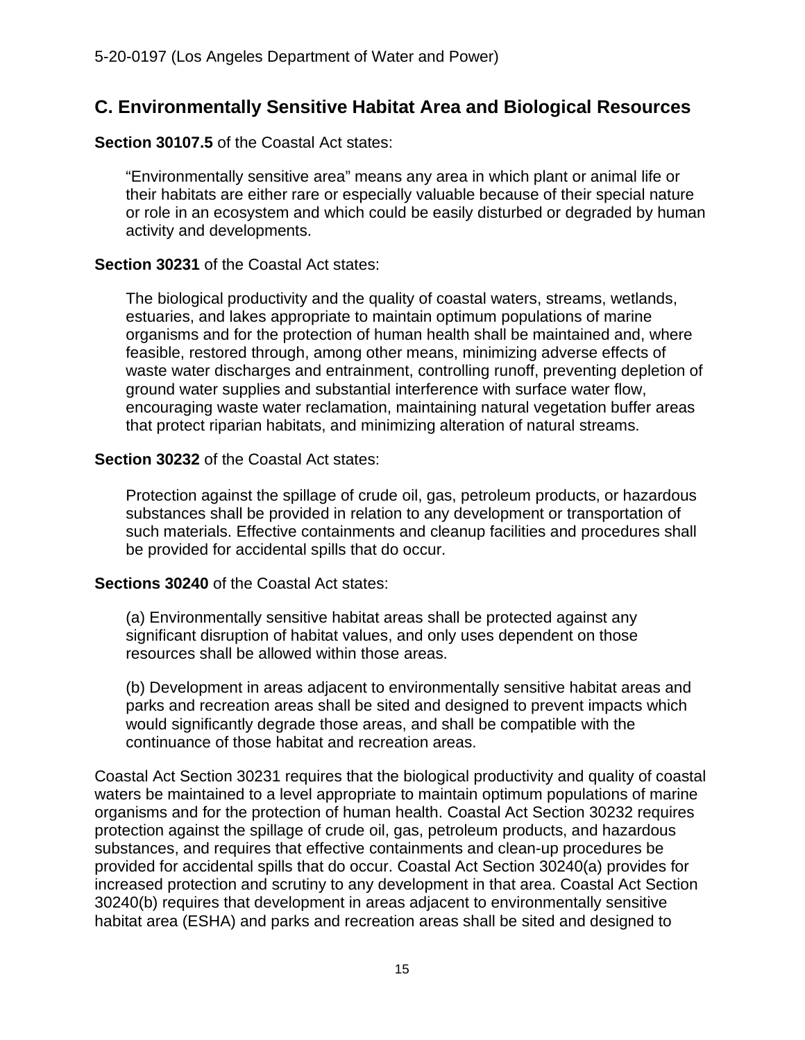## C. Environmentally Sensitive Habitat Area and Biological Resources

**Section 30107.5** of the Coastal Act states:

> "Environmentally sensitive area" means any area in which plant or animal life or their habitats are either rare or especially valuable because of their special nature or role in an ecosystem and which could be easily disturbed or degraded by human activity and developments.

**Section 30231** of the Coastal Act states:

> The biological productivity and the quality of coastal waters, streams, wetlands, estuaries, and lakes appropriate to maintain optimum populations of marine organisms and for the protection of human health shall be maintained and, where feasible, restored through, among other means, minimizing adverse effects of waste water discharges and entrainment, controlling runoff, preventing depletion of ground water supplies and substantial interference with surface water flow, encouraging waste water reclamation, maintaining natural vegetation buffer areas that protect riparian habitats, and minimizing alteration of natural streams.

**Section 30232** of the Coastal Act states:

> Protection against the spillage of crude oil, gas, petroleum products, or hazardous substances shall be provided in relation to any development or transportation of such materials. Effective containments and cleanup facilities and procedures shall be provided for accidental spills that do occur.

**Sections 30240** of the Coastal Act states:

> (a) Environmentally sensitive habitat areas shall be protected against any significant disruption of habitat values, and only uses dependent on those resources shall be allowed within those areas.
>
> (b) Development in areas adjacent to environmentally sensitive habitat areas and parks and recreation areas shall be sited and designed to prevent impacts which would significantly degrade those areas, and shall be compatible with the continuance of those habitat and recreation areas.

Coastal Act Section 30231 requires that the biological productivity and quality of coastal waters be maintained to a level appropriate to maintain optimum populations of marine organisms and for the protection of human health. Coastal Act Section 30232 requires protection against the spillage of crude oil, gas, petroleum products, and hazardous substances, and requires that effective containments and clean-up procedures be provided for accidental spills that do occur. Coastal Act Section 30240(a) provides for increased protection and scrutiny to any development in that area. Coastal Act Section 30240(b) requires that development in areas adjacent to environmentally sensitive habitat area (ESHA) and parks and recreation areas shall be sited and designed to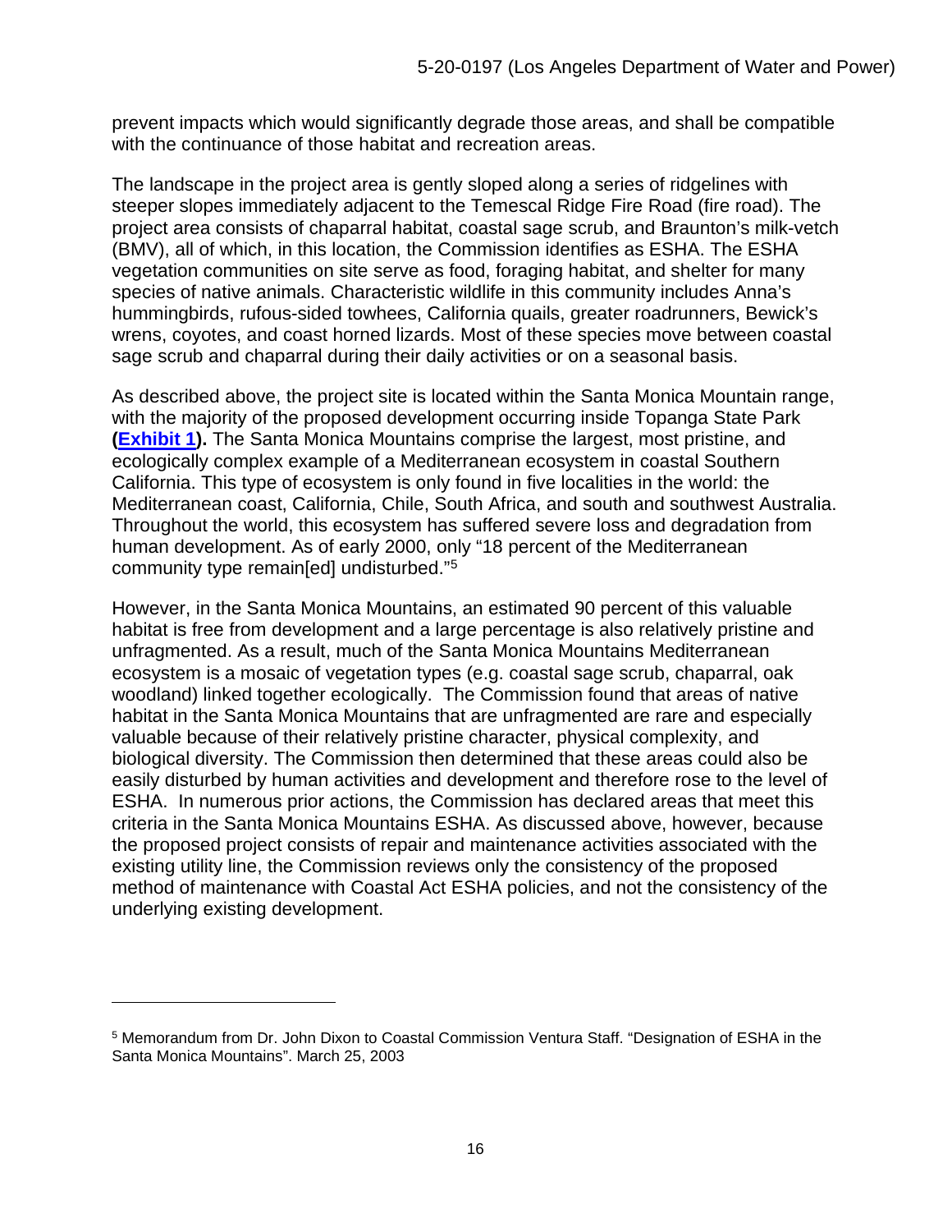prevent impacts which would significantly degrade those areas, and shall be compatible with the continuance of those habitat and recreation areas.

The landscape in the project area is gently sloped along a series of ridgelines with steeper slopes immediately adjacent to the Temescal Ridge Fire Road (fire road). The project area consists of chaparral habitat, coastal sage scrub, and Braunton's milk-vetch (BMV), all of which, in this location, the Commission identifies as ESHA. The ESHA vegetation communities on site serve as food, foraging habitat, and shelter for many species of native animals. Characteristic wildlife in this community includes Anna's hummingbirds, rufous-sided towhees, California quails, greater roadrunners, Bewick's wrens, coyotes, and coast horned lizards. Most of these species move between coastal sage scrub and chaparral during their daily activities or on a seasonal basis.

As described above, the project site is located within the Santa Monica Mountain range, with the majority of the proposed development occurring inside Topanga State Park **(Exhibit 1).** The Santa Monica Mountains comprise the largest, most pristine, and ecologically complex example of a Mediterranean ecosystem in coastal Southern California. This type of ecosystem is only found in five localities in the world: the Mediterranean coast, California, Chile, South Africa, and south and southwest Australia. Throughout the world, this ecosystem has suffered severe loss and degradation from human development. As of early 2000, only "18 percent of the Mediterranean community type remain[ed] undisturbed."[5]

However, in the Santa Monica Mountains, an estimated 90 percent of this valuable habitat is free from development and a large percentage is also relatively pristine and unfragmented. As a result, much of the Santa Monica Mountains Mediterranean ecosystem is a mosaic of vegetation types (e.g. coastal sage scrub, chaparral, oak woodland) linked together ecologically. The Commission found that areas of native habitat in the Santa Monica Mountains that are unfragmented are rare and especially valuable because of their relatively pristine character, physical complexity, and biological diversity. The Commission then determined that these areas could also be easily disturbed by human activities and development and therefore rose to the level of ESHA. In numerous prior actions, the Commission has declared areas that meet this criteria in the Santa Monica Mountains ESHA. As discussed above, however, because the proposed project consists of repair and maintenance activities associated with the existing utility line, the Commission reviews only the consistency of the proposed method of maintenance with Coastal Act ESHA policies, and not the consistency of the underlying existing development.

---

[5] Memorandum from Dr. John Dixon to Coastal Commission Ventura Staff. "Designation of ESHA in the Santa Monica Mountains". March 25, 2003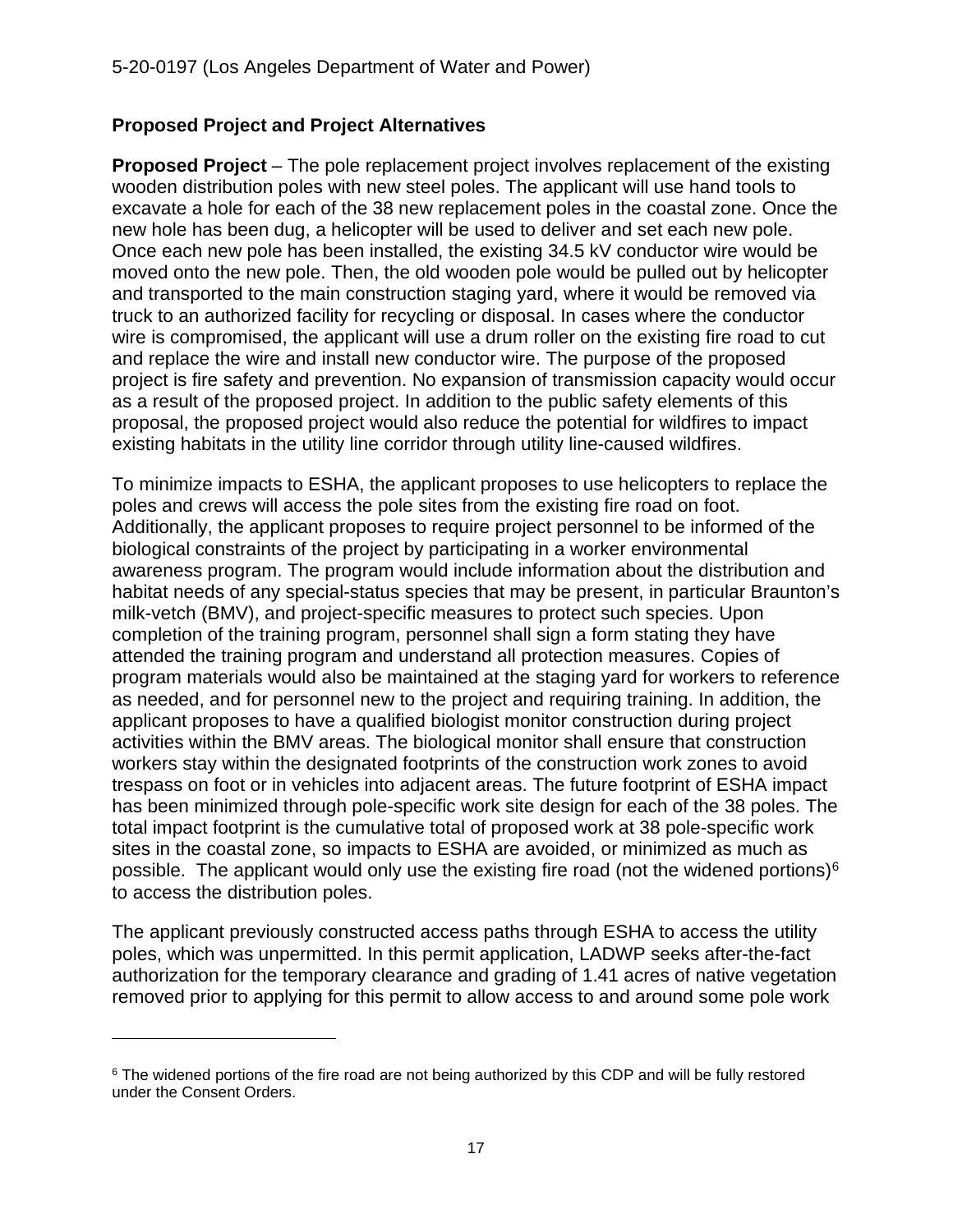## Proposed Project and Project Alternatives

**Proposed Project** – The pole replacement project involves replacement of the existing wooden distribution poles with new steel poles. The applicant will use hand tools to excavate a hole for each of the 38 new replacement poles in the coastal zone. Once the new hole has been dug, a helicopter will be used to deliver and set each new pole. Once each new pole has been installed, the existing 34.5 kV conductor wire would be moved onto the new pole. Then, the old wooden pole would be pulled out by helicopter and transported to the main construction staging yard, where it would be removed via truck to an authorized facility for recycling or disposal. In cases where the conductor wire is compromised, the applicant will use a drum roller on the existing fire road to cut and replace the wire and install new conductor wire. The purpose of the proposed project is fire safety and prevention. No expansion of transmission capacity would occur as a result of the proposed project. In addition to the public safety elements of this proposal, the proposed project would also reduce the potential for wildfires to impact existing habitats in the utility line corridor through utility line-caused wildfires.

To minimize impacts to ESHA, the applicant proposes to use helicopters to replace the poles and crews will access the pole sites from the existing fire road on foot. Additionally, the applicant proposes to require project personnel to be informed of the biological constraints of the project by participating in a worker environmental awareness program. The program would include information about the distribution and habitat needs of any special-status species that may be present, in particular Braunton's milk-vetch (BMV), and project-specific measures to protect such species. Upon completion of the training program, personnel shall sign a form stating they have attended the training program and understand all protection measures. Copies of program materials would also be maintained at the staging yard for workers to reference as needed, and for personnel new to the project and requiring training. In addition, the applicant proposes to have a qualified biologist monitor construction during project activities within the BMV areas. The biological monitor shall ensure that construction workers stay within the designated footprints of the construction work zones to avoid trespass on foot or in vehicles into adjacent areas. The future footprint of ESHA impact has been minimized through pole-specific work site design for each of the 38 poles. The total impact footprint is the cumulative total of proposed work at 38 pole-specific work sites in the coastal zone, so impacts to ESHA are avoided, or minimized as much as possible. The applicant would only use the existing fire road (not the widened portions)[6] to access the distribution poles.

The applicant previously constructed access paths through ESHA to access the utility poles, which was unpermitted. In this permit application, LADWP seeks after-the-fact authorization for the temporary clearance and grading of 1.41 acres of native vegetation removed prior to applying for this permit to allow access to and around some pole work

[6] The widened portions of the fire road are not being authorized by this CDP and will be fully restored under the Consent Orders.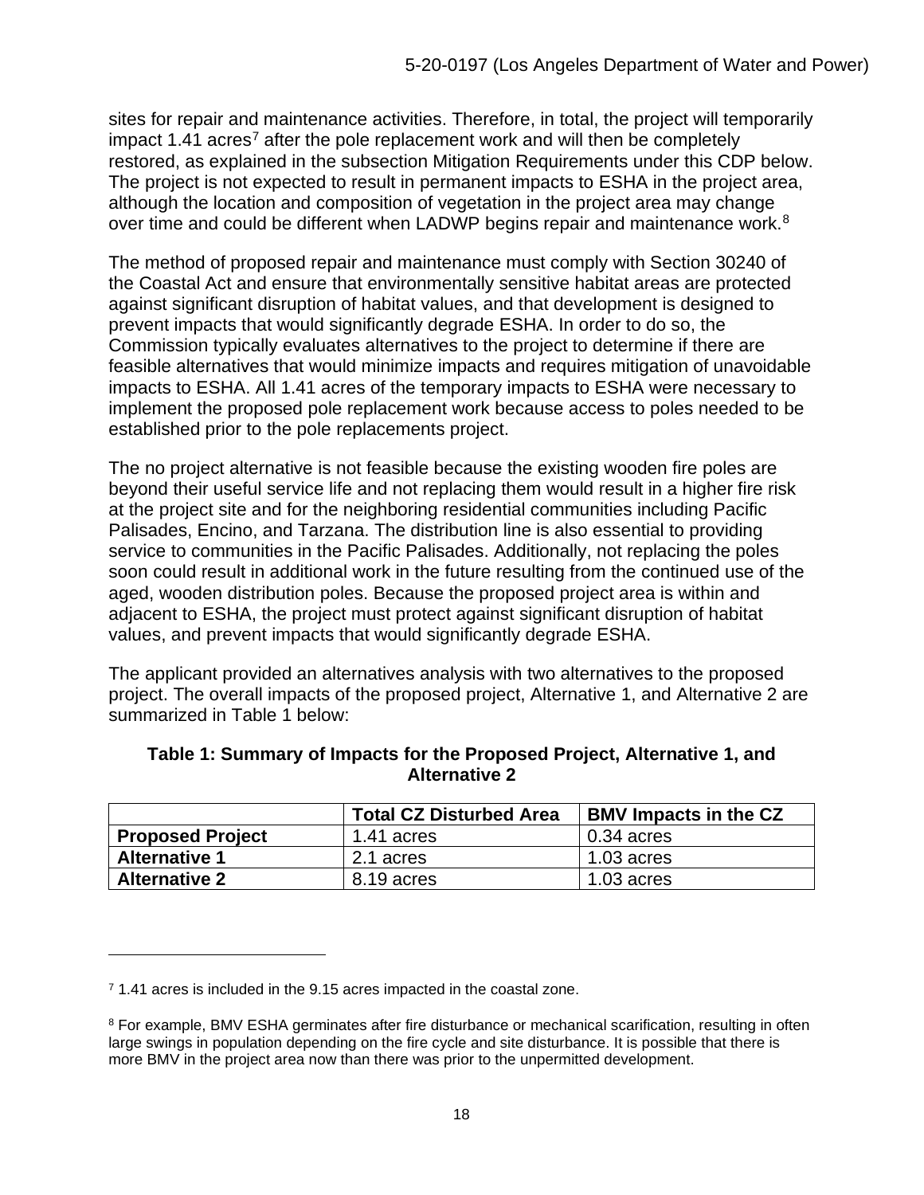sites for repair and maintenance activities. Therefore, in total, the project will temporarily impact 1.41 acres[7] after the pole replacement work and will then be completely restored, as explained in the subsection Mitigation Requirements under this CDP below. The project is not expected to result in permanent impacts to ESHA in the project area, although the location and composition of vegetation in the project area may change over time and could be different when LADWP begins repair and maintenance work.[8]

The method of proposed repair and maintenance must comply with Section 30240 of the Coastal Act and ensure that environmentally sensitive habitat areas are protected against significant disruption of habitat values, and that development is designed to prevent impacts that would significantly degrade ESHA. In order to do so, the Commission typically evaluates alternatives to the project to determine if there are feasible alternatives that would minimize impacts and requires mitigation of unavoidable impacts to ESHA. All 1.41 acres of the temporary impacts to ESHA were necessary to implement the proposed pole replacement work because access to poles needed to be established prior to the pole replacements project.

The no project alternative is not feasible because the existing wooden fire poles are beyond their useful service life and not replacing them would result in a higher fire risk at the project site and for the neighboring residential communities including Pacific Palisades, Encino, and Tarzana. The distribution line is also essential to providing service to communities in the Pacific Palisades. Additionally, not replacing the poles soon could result in additional work in the future resulting from the continued use of the aged, wooden distribution poles. Because the proposed project area is within and adjacent to ESHA, the project must protect against significant disruption of habitat values, and prevent impacts that would significantly degrade ESHA.

The applicant provided an alternatives analysis with two alternatives to the proposed project. The overall impacts of the proposed project, Alternative 1, and Alternative 2 are summarized in Table 1 below:

**Table 1: Summary of Impacts for the Proposed Project, Alternative 1, and Alternative 2**

| | Total CZ Disturbed Area | BMV Impacts in the CZ |
|---|---|---|
| **Proposed Project** | 1.41 acres | 0.34 acres |
| **Alternative 1** | 2.1 acres | 1.03 acres |
| **Alternative 2** | 8.19 acres | 1.03 acres |

[7] 1.41 acres is included in the 9.15 acres impacted in the coastal zone.

[8] For example, BMV ESHA germinates after fire disturbance or mechanical scarification, resulting in often large swings in population depending on the fire cycle and site disturbance. It is possible that there is more BMV in the project area now than there was prior to the unpermitted development.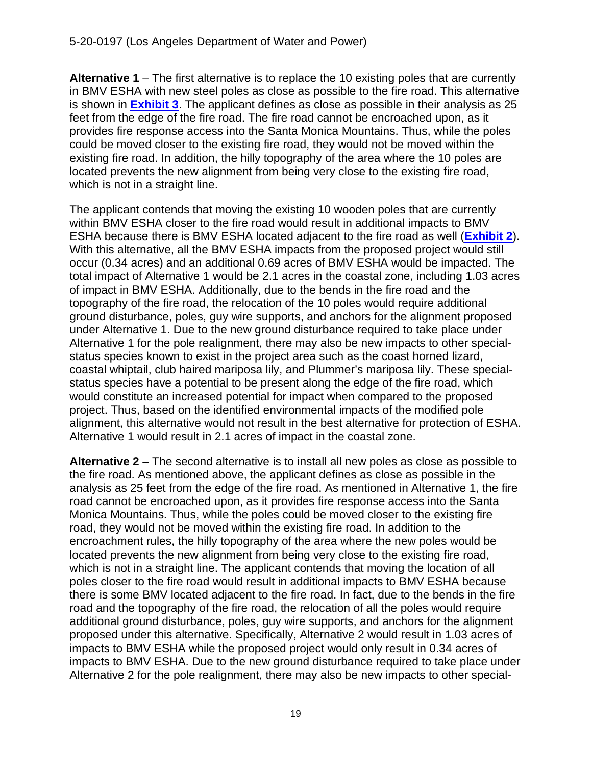**Alternative 1** – The first alternative is to replace the 10 existing poles that are currently in BMV ESHA with new steel poles as close as possible to the fire road. This alternative is shown in **Exhibit 3**. The applicant defines as close as possible in their analysis as 25 feet from the edge of the fire road. The fire road cannot be encroached upon, as it provides fire response access into the Santa Monica Mountains. Thus, while the poles could be moved closer to the existing fire road, they would not be moved within the existing fire road. In addition, the hilly topography of the area where the 10 poles are located prevents the new alignment from being very close to the existing fire road, which is not in a straight line.

The applicant contends that moving the existing 10 wooden poles that are currently within BMV ESHA closer to the fire road would result in additional impacts to BMV ESHA because there is BMV ESHA located adjacent to the fire road as well (**Exhibit 2**). With this alternative, all the BMV ESHA impacts from the proposed project would still occur (0.34 acres) and an additional 0.69 acres of BMV ESHA would be impacted. The total impact of Alternative 1 would be 2.1 acres in the coastal zone, including 1.03 acres of impact in BMV ESHA. Additionally, due to the bends in the fire road and the topography of the fire road, the relocation of the 10 poles would require additional ground disturbance, poles, guy wire supports, and anchors for the alignment proposed under Alternative 1. Due to the new ground disturbance required to take place under Alternative 1 for the pole realignment, there may also be new impacts to other special-status species known to exist in the project area such as the coast horned lizard, coastal whiptail, club haired mariposa lily, and Plummer's mariposa lily. These special-status species have a potential to be present along the edge of the fire road, which would constitute an increased potential for impact when compared to the proposed project. Thus, based on the identified environmental impacts of the modified pole alignment, this alternative would not result in the best alternative for protection of ESHA. Alternative 1 would result in 2.1 acres of impact in the coastal zone.

**Alternative 2** – The second alternative is to install all new poles as close as possible to the fire road. As mentioned above, the applicant defines as close as possible in the analysis as 25 feet from the edge of the fire road. As mentioned in Alternative 1, the fire road cannot be encroached upon, as it provides fire response access into the Santa Monica Mountains. Thus, while the poles could be moved closer to the existing fire road, they would not be moved within the existing fire road. In addition to the encroachment rules, the hilly topography of the area where the new poles would be located prevents the new alignment from being very close to the existing fire road, which is not in a straight line. The applicant contends that moving the location of all poles closer to the fire road would result in additional impacts to BMV ESHA because there is some BMV located adjacent to the fire road. In fact, due to the bends in the fire road and the topography of the fire road, the relocation of all the poles would require additional ground disturbance, poles, guy wire supports, and anchors for the alignment proposed under this alternative. Specifically, Alternative 2 would result in 1.03 acres of impacts to BMV ESHA while the proposed project would only result in 0.34 acres of impacts to BMV ESHA. Due to the new ground disturbance required to take place under Alternative 2 for the pole realignment, there may also be new impacts to other special-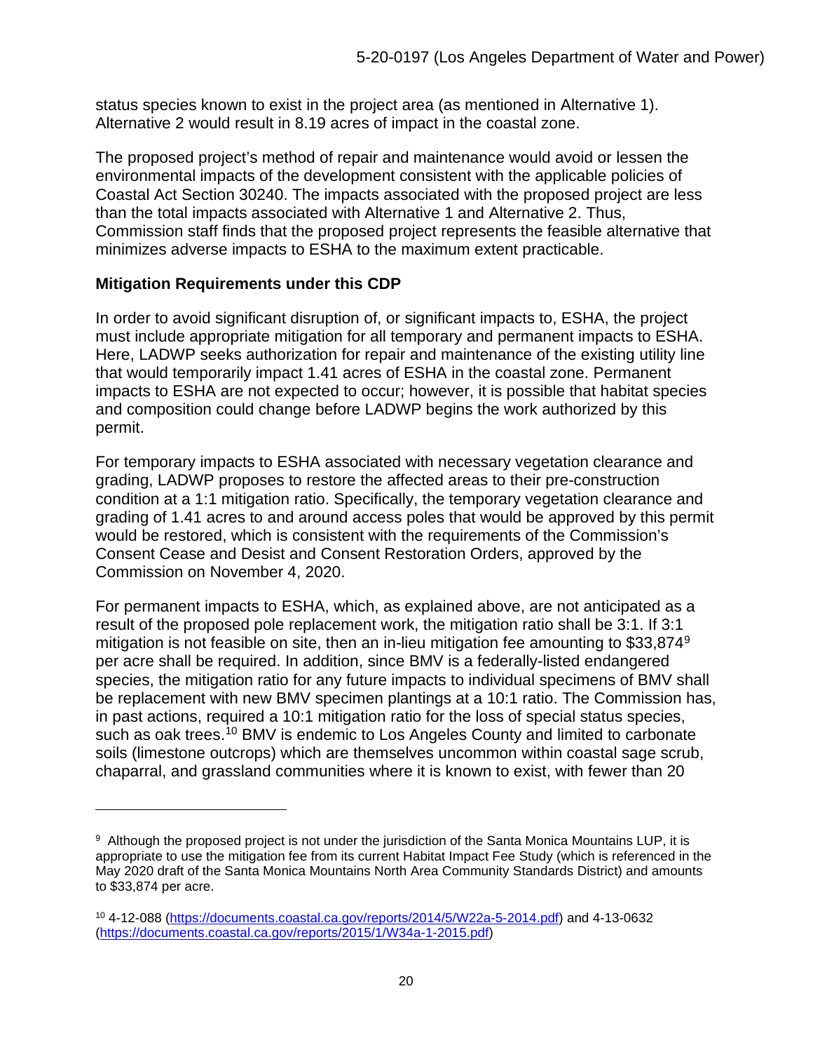status species known to exist in the project area (as mentioned in Alternative 1). Alternative 2 would result in 8.19 acres of impact in the coastal zone.

The proposed project's method of repair and maintenance would avoid or lessen the environmental impacts of the development consistent with the applicable policies of Coastal Act Section 30240. The impacts associated with the proposed project are less than the total impacts associated with Alternative 1 and Alternative 2. Thus, Commission staff finds that the proposed project represents the feasible alternative that minimizes adverse impacts to ESHA to the maximum extent practicable.

**Mitigation Requirements under this CDP**

In order to avoid significant disruption of, or significant impacts to, ESHA, the project must include appropriate mitigation for all temporary and permanent impacts to ESHA. Here, LADWP seeks authorization for repair and maintenance of the existing utility line that would temporarily impact 1.41 acres of ESHA in the coastal zone. Permanent impacts to ESHA are not expected to occur; however, it is possible that habitat species and composition could change before LADWP begins the work authorized by this permit.

For temporary impacts to ESHA associated with necessary vegetation clearance and grading, LADWP proposes to restore the affected areas to their pre-construction condition at a 1:1 mitigation ratio. Specifically, the temporary vegetation clearance and grading of 1.41 acres to and around access poles that would be approved by this permit would be restored, which is consistent with the requirements of the Commission's Consent Cease and Desist and Consent Restoration Orders, approved by the Commission on November 4, 2020.

For permanent impacts to ESHA, which, as explained above, are not anticipated as a result of the proposed pole replacement work, the mitigation ratio shall be 3:1. If 3:1 mitigation is not feasible on site, then an in-lieu mitigation fee amounting to $33,874[9] per acre shall be required. In addition, since BMV is a federally-listed endangered species, the mitigation ratio for any future impacts to individual specimens of BMV shall be replacement with new BMV specimen plantings at a 10:1 ratio. The Commission has, in past actions, required a 10:1 mitigation ratio for the loss of special status species, such as oak trees.[10] BMV is endemic to Los Angeles County and limited to carbonate soils (limestone outcrops) which are themselves uncommon within coastal sage scrub, chaparral, and grassland communities where it is known to exist, with fewer than 20

---

[9] Although the proposed project is not under the jurisdiction of the Santa Monica Mountains LUP, it is appropriate to use the mitigation fee from its current Habitat Impact Fee Study (which is referenced in the May 2020 draft of the Santa Monica Mountains North Area Community Standards District) and amounts to $33,874 per acre.

[10] 4-12-088 (https://documents.coastal.ca.gov/reports/2014/5/W22a-5-2014.pdf) and 4-13-0632 (https://documents.coastal.ca.gov/reports/2015/1/W34a-1-2015.pdf)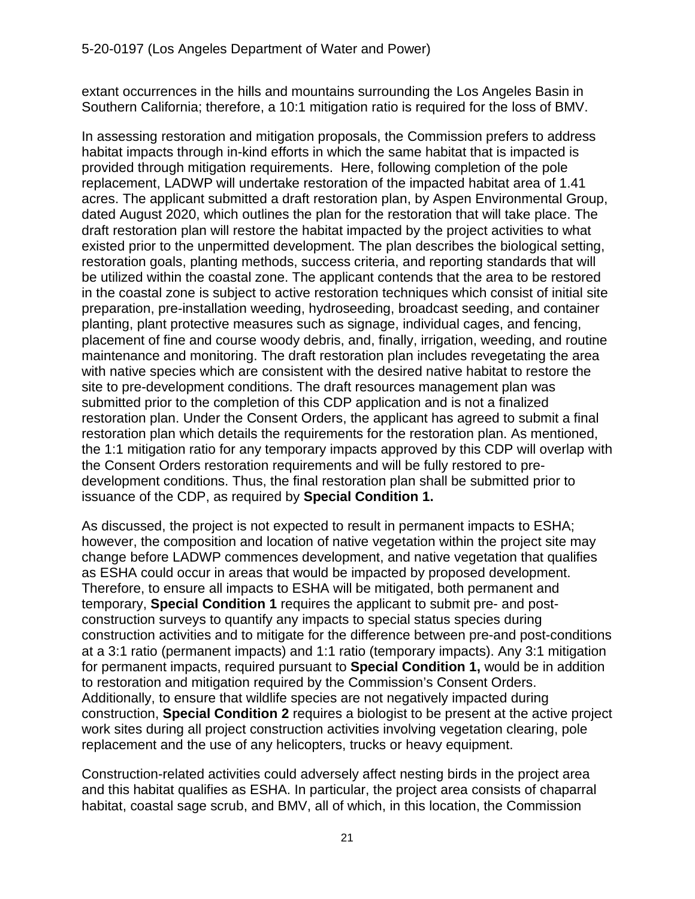extant occurrences in the hills and mountains surrounding the Los Angeles Basin in Southern California; therefore, a 10:1 mitigation ratio is required for the loss of BMV.

In assessing restoration and mitigation proposals, the Commission prefers to address habitat impacts through in-kind efforts in which the same habitat that is impacted is provided through mitigation requirements. Here, following completion of the pole replacement, LADWP will undertake restoration of the impacted habitat area of 1.41 acres. The applicant submitted a draft restoration plan, by Aspen Environmental Group, dated August 2020, which outlines the plan for the restoration that will take place. The draft restoration plan will restore the habitat impacted by the project activities to what existed prior to the unpermitted development. The plan describes the biological setting, restoration goals, planting methods, success criteria, and reporting standards that will be utilized within the coastal zone. The applicant contends that the area to be restored in the coastal zone is subject to active restoration techniques which consist of initial site preparation, pre-installation weeding, hydroseeding, broadcast seeding, and container planting, plant protective measures such as signage, individual cages, and fencing, placement of fine and course woody debris, and, finally, irrigation, weeding, and routine maintenance and monitoring. The draft restoration plan includes revegetating the area with native species which are consistent with the desired native habitat to restore the site to pre-development conditions. The draft resources management plan was submitted prior to the completion of this CDP application and is not a finalized restoration plan. Under the Consent Orders, the applicant has agreed to submit a final restoration plan which details the requirements for the restoration plan. As mentioned, the 1:1 mitigation ratio for any temporary impacts approved by this CDP will overlap with the Consent Orders restoration requirements and will be fully restored to pre-development conditions. Thus, the final restoration plan shall be submitted prior to issuance of the CDP, as required by **Special Condition 1.**

As discussed, the project is not expected to result in permanent impacts to ESHA; however, the composition and location of native vegetation within the project site may change before LADWP commences development, and native vegetation that qualifies as ESHA could occur in areas that would be impacted by proposed development. Therefore, to ensure all impacts to ESHA will be mitigated, both permanent and temporary, **Special Condition 1** requires the applicant to submit pre- and post-construction surveys to quantify any impacts to special status species during construction activities and to mitigate for the difference between pre-and post-conditions at a 3:1 ratio (permanent impacts) and 1:1 ratio (temporary impacts). Any 3:1 mitigation for permanent impacts, required pursuant to **Special Condition 1,** would be in addition to restoration and mitigation required by the Commission's Consent Orders. Additionally, to ensure that wildlife species are not negatively impacted during construction, **Special Condition 2** requires a biologist to be present at the active project work sites during all project construction activities involving vegetation clearing, pole replacement and the use of any helicopters, trucks or heavy equipment.

Construction-related activities could adversely affect nesting birds in the project area and this habitat qualifies as ESHA. In particular, the project area consists of chaparral habitat, coastal sage scrub, and BMV, all of which, in this location, the Commission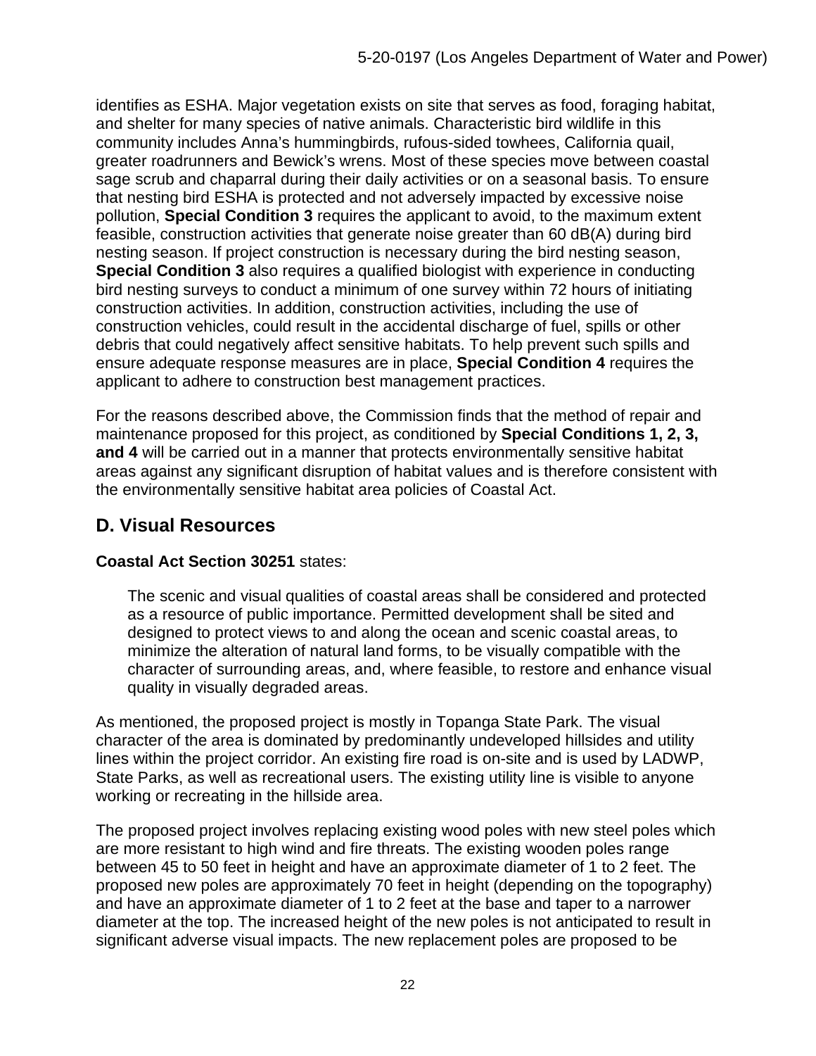identifies as ESHA. Major vegetation exists on site that serves as food, foraging habitat, and shelter for many species of native animals. Characteristic bird wildlife in this community includes Anna's hummingbirds, rufous-sided towhees, California quail, greater roadrunners and Bewick's wrens. Most of these species move between coastal sage scrub and chaparral during their daily activities or on a seasonal basis. To ensure that nesting bird ESHA is protected and not adversely impacted by excessive noise pollution, **Special Condition 3** requires the applicant to avoid, to the maximum extent feasible, construction activities that generate noise greater than 60 dB(A) during bird nesting season. If project construction is necessary during the bird nesting season, **Special Condition 3** also requires a qualified biologist with experience in conducting bird nesting surveys to conduct a minimum of one survey within 72 hours of initiating construction activities. In addition, construction activities, including the use of construction vehicles, could result in the accidental discharge of fuel, spills or other debris that could negatively affect sensitive habitats. To help prevent such spills and ensure adequate response measures are in place, **Special Condition 4** requires the applicant to adhere to construction best management practices.

For the reasons described above, the Commission finds that the method of repair and maintenance proposed for this project, as conditioned by **Special Conditions 1, 2, 3, and 4** will be carried out in a manner that protects environmentally sensitive habitat areas against any significant disruption of habitat values and is therefore consistent with the environmentally sensitive habitat area policies of Coastal Act.

## D. Visual Resources

**Coastal Act Section 30251** states:

> The scenic and visual qualities of coastal areas shall be considered and protected as a resource of public importance. Permitted development shall be sited and designed to protect views to and along the ocean and scenic coastal areas, to minimize the alteration of natural land forms, to be visually compatible with the character of surrounding areas, and, where feasible, to restore and enhance visual quality in visually degraded areas.

As mentioned, the proposed project is mostly in Topanga State Park. The visual character of the area is dominated by predominantly undeveloped hillsides and utility lines within the project corridor. An existing fire road is on-site and is used by LADWP, State Parks, as well as recreational users. The existing utility line is visible to anyone working or recreating in the hillside area.

The proposed project involves replacing existing wood poles with new steel poles which are more resistant to high wind and fire threats. The existing wooden poles range between 45 to 50 feet in height and have an approximate diameter of 1 to 2 feet. The proposed new poles are approximately 70 feet in height (depending on the topography) and have an approximate diameter of 1 to 2 feet at the base and taper to a narrower diameter at the top. The increased height of the new poles is not anticipated to result in significant adverse visual impacts. The new replacement poles are proposed to be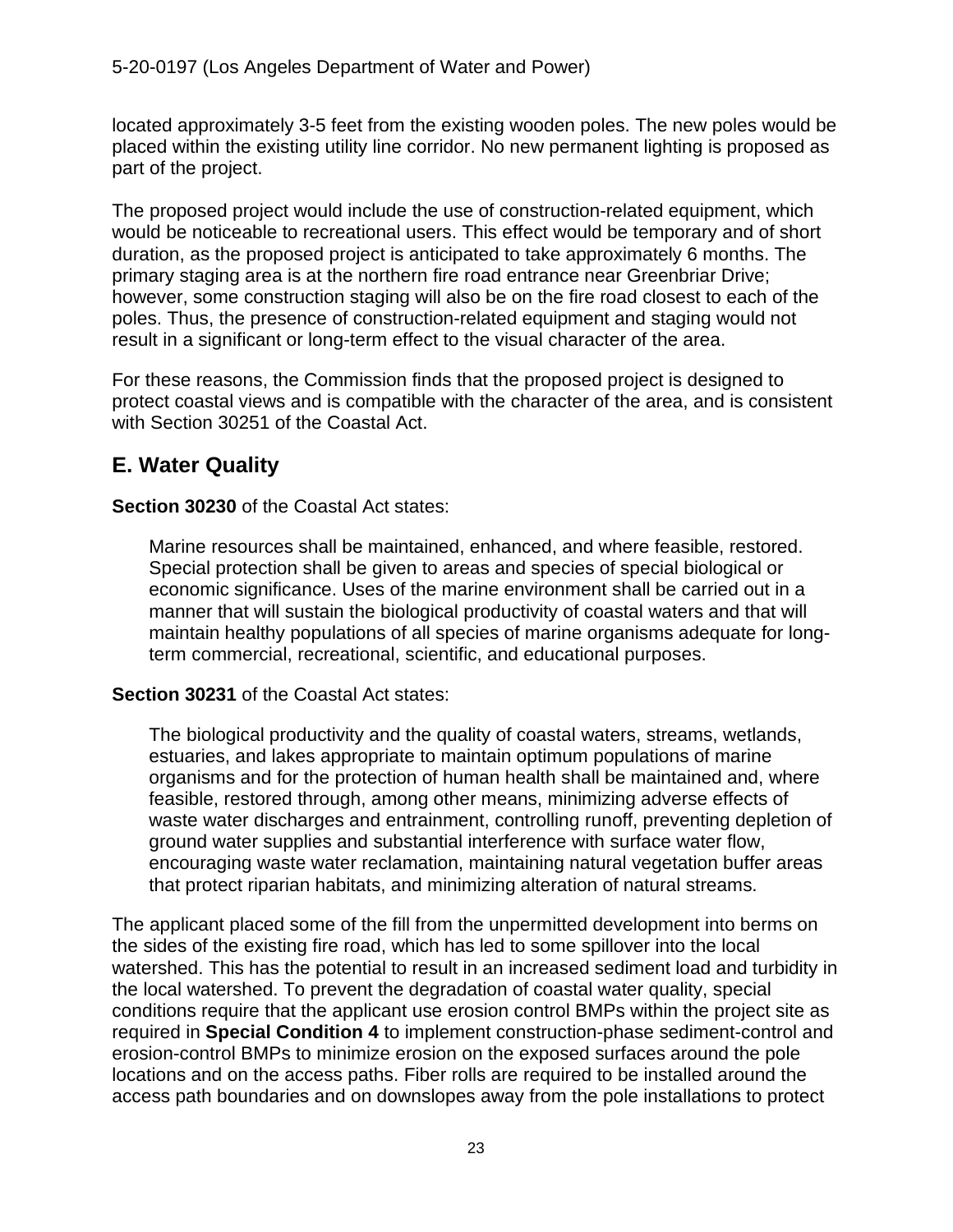located approximately 3-5 feet from the existing wooden poles. The new poles would be placed within the existing utility line corridor. No new permanent lighting is proposed as part of the project.

The proposed project would include the use of construction-related equipment, which would be noticeable to recreational users. This effect would be temporary and of short duration, as the proposed project is anticipated to take approximately 6 months. The primary staging area is at the northern fire road entrance near Greenbriar Drive; however, some construction staging will also be on the fire road closest to each of the poles. Thus, the presence of construction-related equipment and staging would not result in a significant or long-term effect to the visual character of the area.

For these reasons, the Commission finds that the proposed project is designed to protect coastal views and is compatible with the character of the area, and is consistent with Section 30251 of the Coastal Act.

## E. Water Quality

**Section 30230** of the Coastal Act states:

> Marine resources shall be maintained, enhanced, and where feasible, restored. Special protection shall be given to areas and species of special biological or economic significance. Uses of the marine environment shall be carried out in a manner that will sustain the biological productivity of coastal waters and that will maintain healthy populations of all species of marine organisms adequate for long-term commercial, recreational, scientific, and educational purposes.

**Section 30231** of the Coastal Act states:

> The biological productivity and the quality of coastal waters, streams, wetlands, estuaries, and lakes appropriate to maintain optimum populations of marine organisms and for the protection of human health shall be maintained and, where feasible, restored through, among other means, minimizing adverse effects of waste water discharges and entrainment, controlling runoff, preventing depletion of ground water supplies and substantial interference with surface water flow, encouraging waste water reclamation, maintaining natural vegetation buffer areas that protect riparian habitats, and minimizing alteration of natural streams.

The applicant placed some of the fill from the unpermitted development into berms on the sides of the existing fire road, which has led to some spillover into the local watershed. This has the potential to result in an increased sediment load and turbidity in the local watershed. To prevent the degradation of coastal water quality, special conditions require that the applicant use erosion control BMPs within the project site as required in **Special Condition 4** to implement construction-phase sediment-control and erosion-control BMPs to minimize erosion on the exposed surfaces around the pole locations and on the access paths. Fiber rolls are required to be installed around the access path boundaries and on downslopes away from the pole installations to protect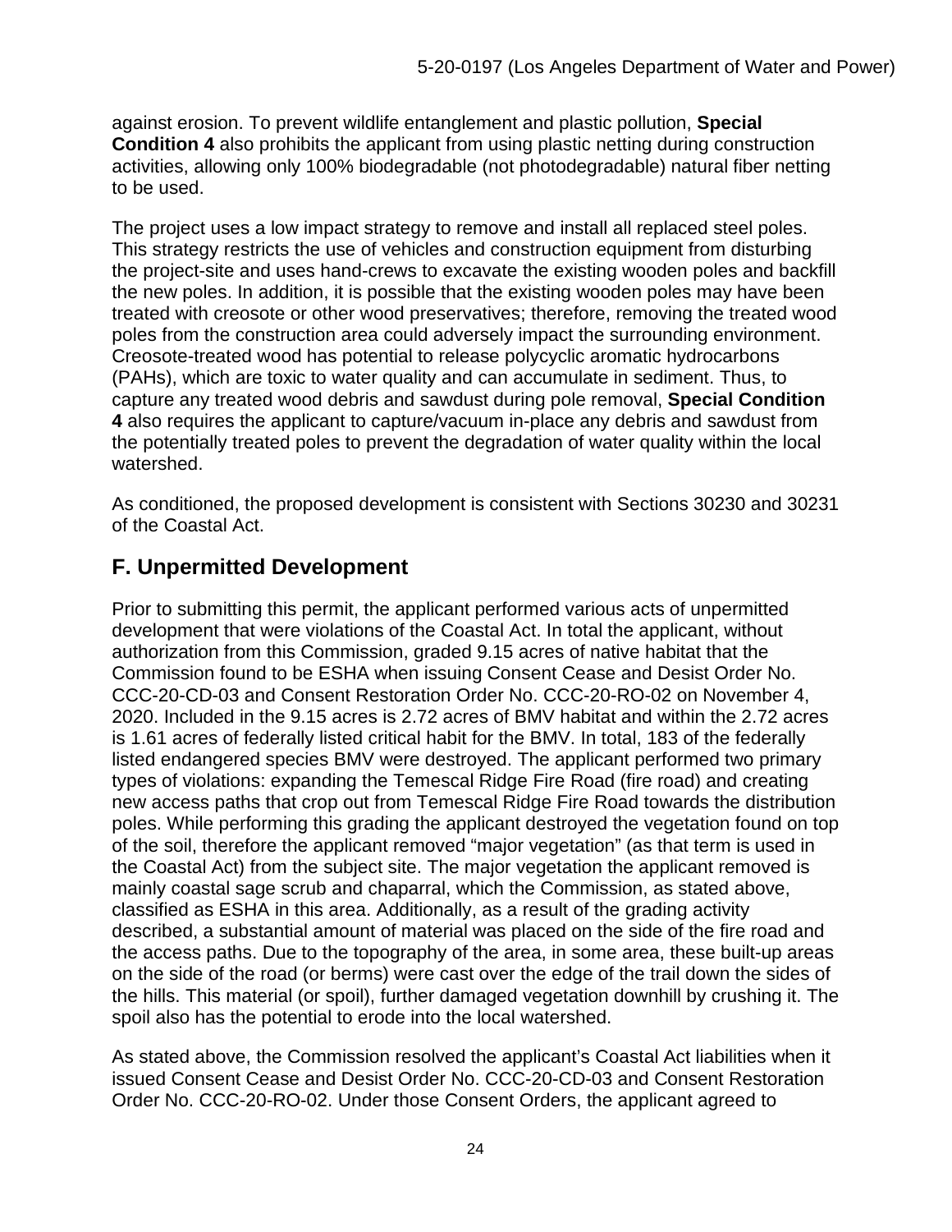against erosion. To prevent wildlife entanglement and plastic pollution, **Special Condition 4** also prohibits the applicant from using plastic netting during construction activities, allowing only 100% biodegradable (not photodegradable) natural fiber netting to be used.

The project uses a low impact strategy to remove and install all replaced steel poles. This strategy restricts the use of vehicles and construction equipment from disturbing the project-site and uses hand-crews to excavate the existing wooden poles and backfill the new poles. In addition, it is possible that the existing wooden poles may have been treated with creosote or other wood preservatives; therefore, removing the treated wood poles from the construction area could adversely impact the surrounding environment. Creosote-treated wood has potential to release polycyclic aromatic hydrocarbons (PAHs), which are toxic to water quality and can accumulate in sediment. Thus, to capture any treated wood debris and sawdust during pole removal, **Special Condition 4** also requires the applicant to capture/vacuum in-place any debris and sawdust from the potentially treated poles to prevent the degradation of water quality within the local watershed.

As conditioned, the proposed development is consistent with Sections 30230 and 30231 of the Coastal Act.

## F. Unpermitted Development

Prior to submitting this permit, the applicant performed various acts of unpermitted development that were violations of the Coastal Act. In total the applicant, without authorization from this Commission, graded 9.15 acres of native habitat that the Commission found to be ESHA when issuing Consent Cease and Desist Order No. CCC-20-CD-03 and Consent Restoration Order No. CCC-20-RO-02 on November 4, 2020. Included in the 9.15 acres is 2.72 acres of BMV habitat and within the 2.72 acres is 1.61 acres of federally listed critical habit for the BMV. In total, 183 of the federally listed endangered species BMV were destroyed. The applicant performed two primary types of violations: expanding the Temescal Ridge Fire Road (fire road) and creating new access paths that crop out from Temescal Ridge Fire Road towards the distribution poles. While performing this grading the applicant destroyed the vegetation found on top of the soil, therefore the applicant removed "major vegetation" (as that term is used in the Coastal Act) from the subject site. The major vegetation the applicant removed is mainly coastal sage scrub and chaparral, which the Commission, as stated above, classified as ESHA in this area. Additionally, as a result of the grading activity described, a substantial amount of material was placed on the side of the fire road and the access paths. Due to the topography of the area, in some area, these built-up areas on the side of the road (or berms) were cast over the edge of the trail down the sides of the hills. This material (or spoil), further damaged vegetation downhill by crushing it. The spoil also has the potential to erode into the local watershed.

As stated above, the Commission resolved the applicant's Coastal Act liabilities when it issued Consent Cease and Desist Order No. CCC-20-CD-03 and Consent Restoration Order No. CCC-20-RO-02. Under those Consent Orders, the applicant agreed to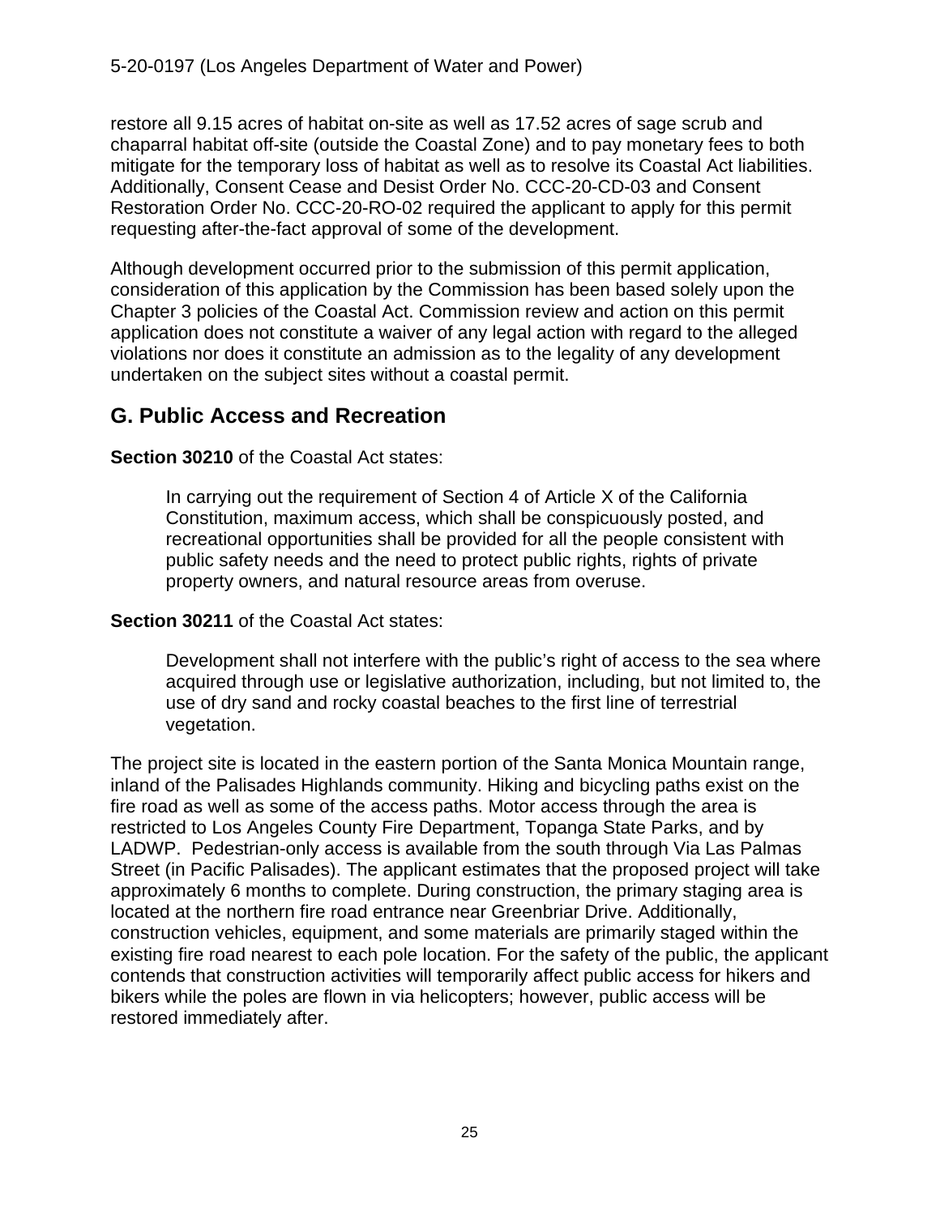restore all 9.15 acres of habitat on-site as well as 17.52 acres of sage scrub and chaparral habitat off-site (outside the Coastal Zone) and to pay monetary fees to both mitigate for the temporary loss of habitat as well as to resolve its Coastal Act liabilities. Additionally, Consent Cease and Desist Order No. CCC-20-CD-03 and Consent Restoration Order No. CCC-20-RO-02 required the applicant to apply for this permit requesting after-the-fact approval of some of the development.

Although development occurred prior to the submission of this permit application, consideration of this application by the Commission has been based solely upon the Chapter 3 policies of the Coastal Act. Commission review and action on this permit application does not constitute a waiver of any legal action with regard to the alleged violations nor does it constitute an admission as to the legality of any development undertaken on the subject sites without a coastal permit.

## G. Public Access and Recreation

**Section 30210** of the Coastal Act states:

> In carrying out the requirement of Section 4 of Article X of the California Constitution, maximum access, which shall be conspicuously posted, and recreational opportunities shall be provided for all the people consistent with public safety needs and the need to protect public rights, rights of private property owners, and natural resource areas from overuse.

**Section 30211** of the Coastal Act states:

> Development shall not interfere with the public's right of access to the sea where acquired through use or legislative authorization, including, but not limited to, the use of dry sand and rocky coastal beaches to the first line of terrestrial vegetation.

The project site is located in the eastern portion of the Santa Monica Mountain range, inland of the Palisades Highlands community. Hiking and bicycling paths exist on the fire road as well as some of the access paths. Motor access through the area is restricted to Los Angeles County Fire Department, Topanga State Parks, and by LADWP. Pedestrian-only access is available from the south through Via Las Palmas Street (in Pacific Palisades). The applicant estimates that the proposed project will take approximately 6 months to complete. During construction, the primary staging area is located at the northern fire road entrance near Greenbriar Drive. Additionally, construction vehicles, equipment, and some materials are primarily staged within the existing fire road nearest to each pole location. For the safety of the public, the applicant contends that construction activities will temporarily affect public access for hikers and bikers while the poles are flown in via helicopters; however, public access will be restored immediately after.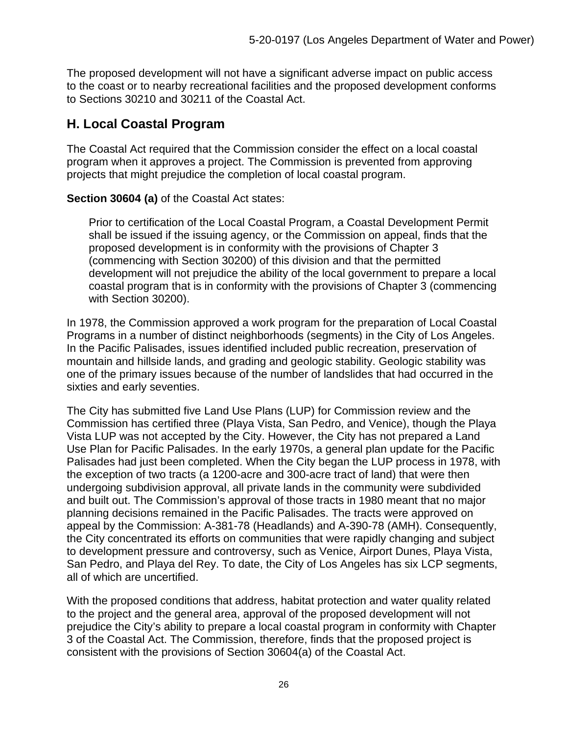The proposed development will not have a significant adverse impact on public access to the coast or to nearby recreational facilities and the proposed development conforms to Sections 30210 and 30211 of the Coastal Act.

## H. Local Coastal Program

The Coastal Act required that the Commission consider the effect on a local coastal program when it approves a project. The Commission is prevented from approving projects that might prejudice the completion of local coastal program.

**Section 30604 (a)** of the Coastal Act states:

> Prior to certification of the Local Coastal Program, a Coastal Development Permit shall be issued if the issuing agency, or the Commission on appeal, finds that the proposed development is in conformity with the provisions of Chapter 3 (commencing with Section 30200) of this division and that the permitted development will not prejudice the ability of the local government to prepare a local coastal program that is in conformity with the provisions of Chapter 3 (commencing with Section 30200).

In 1978, the Commission approved a work program for the preparation of Local Coastal Programs in a number of distinct neighborhoods (segments) in the City of Los Angeles. In the Pacific Palisades, issues identified included public recreation, preservation of mountain and hillside lands, and grading and geologic stability. Geologic stability was one of the primary issues because of the number of landslides that had occurred in the sixties and early seventies.

The City has submitted five Land Use Plans (LUP) for Commission review and the Commission has certified three (Playa Vista, San Pedro, and Venice), though the Playa Vista LUP was not accepted by the City. However, the City has not prepared a Land Use Plan for Pacific Palisades. In the early 1970s, a general plan update for the Pacific Palisades had just been completed. When the City began the LUP process in 1978, with the exception of two tracts (a 1200-acre and 300-acre tract of land) that were then undergoing subdivision approval, all private lands in the community were subdivided and built out. The Commission's approval of those tracts in 1980 meant that no major planning decisions remained in the Pacific Palisades. The tracts were approved on appeal by the Commission: A-381-78 (Headlands) and A-390-78 (AMH). Consequently, the City concentrated its efforts on communities that were rapidly changing and subject to development pressure and controversy, such as Venice, Airport Dunes, Playa Vista, San Pedro, and Playa del Rey. To date, the City of Los Angeles has six LCP segments, all of which are uncertified.

With the proposed conditions that address, habitat protection and water quality related to the project and the general area, approval of the proposed development will not prejudice the City's ability to prepare a local coastal program in conformity with Chapter 3 of the Coastal Act. The Commission, therefore, finds that the proposed project is consistent with the provisions of Section 30604(a) of the Coastal Act.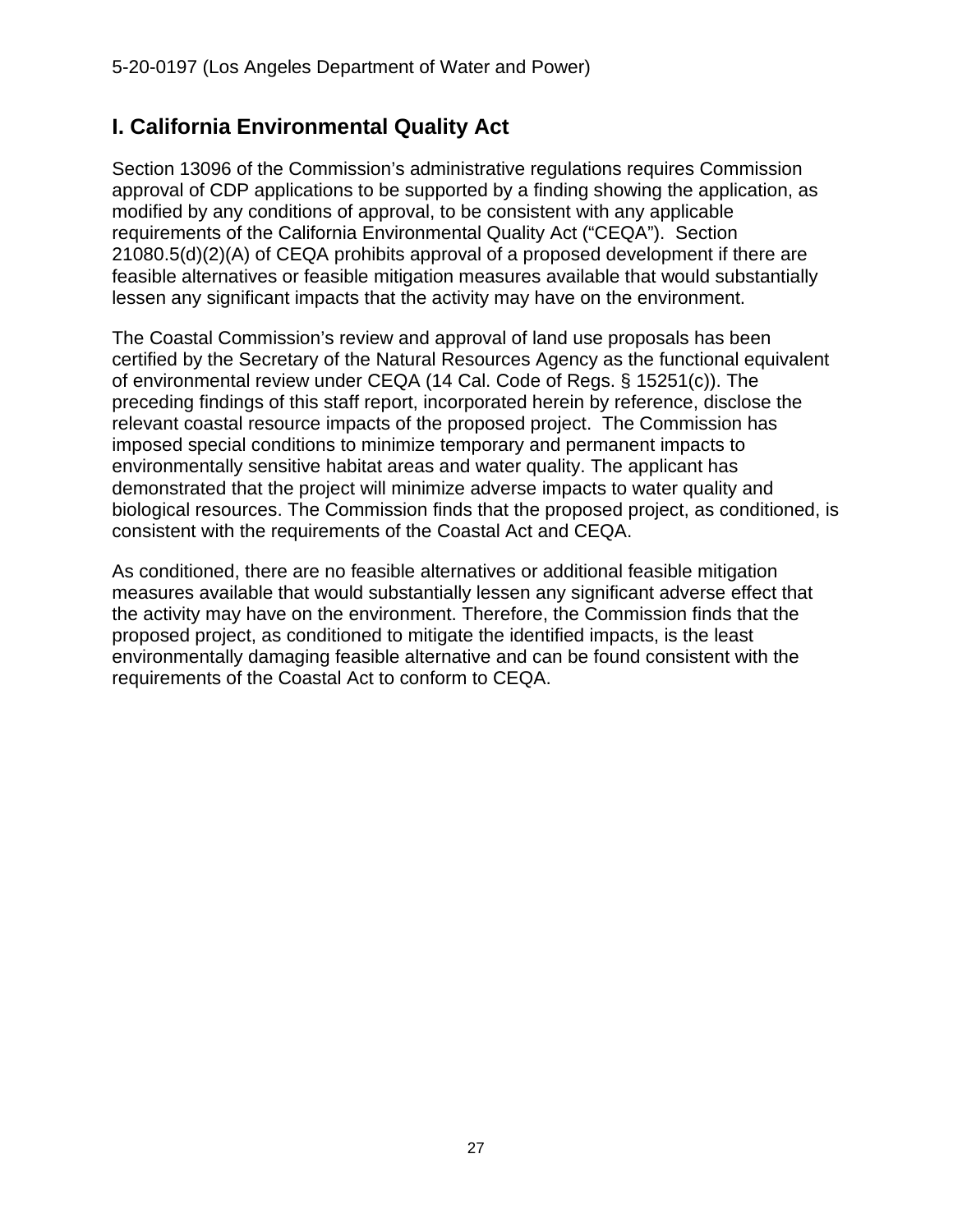## I. California Environmental Quality Act

Section 13096 of the Commission's administrative regulations requires Commission approval of CDP applications to be supported by a finding showing the application, as modified by any conditions of approval, to be consistent with any applicable requirements of the California Environmental Quality Act ("CEQA"). Section 21080.5(d)(2)(A) of CEQA prohibits approval of a proposed development if there are feasible alternatives or feasible mitigation measures available that would substantially lessen any significant impacts that the activity may have on the environment.

The Coastal Commission's review and approval of land use proposals has been certified by the Secretary of the Natural Resources Agency as the functional equivalent of environmental review under CEQA (14 Cal. Code of Regs. § 15251(c)). The preceding findings of this staff report, incorporated herein by reference, disclose the relevant coastal resource impacts of the proposed project. The Commission has imposed special conditions to minimize temporary and permanent impacts to environmentally sensitive habitat areas and water quality. The applicant has demonstrated that the project will minimize adverse impacts to water quality and biological resources. The Commission finds that the proposed project, as conditioned, is consistent with the requirements of the Coastal Act and CEQA.

As conditioned, there are no feasible alternatives or additional feasible mitigation measures available that would substantially lessen any significant adverse effect that the activity may have on the environment. Therefore, the Commission finds that the proposed project, as conditioned to mitigate the identified impacts, is the least environmentally damaging feasible alternative and can be found consistent with the requirements of the Coastal Act to conform to CEQA.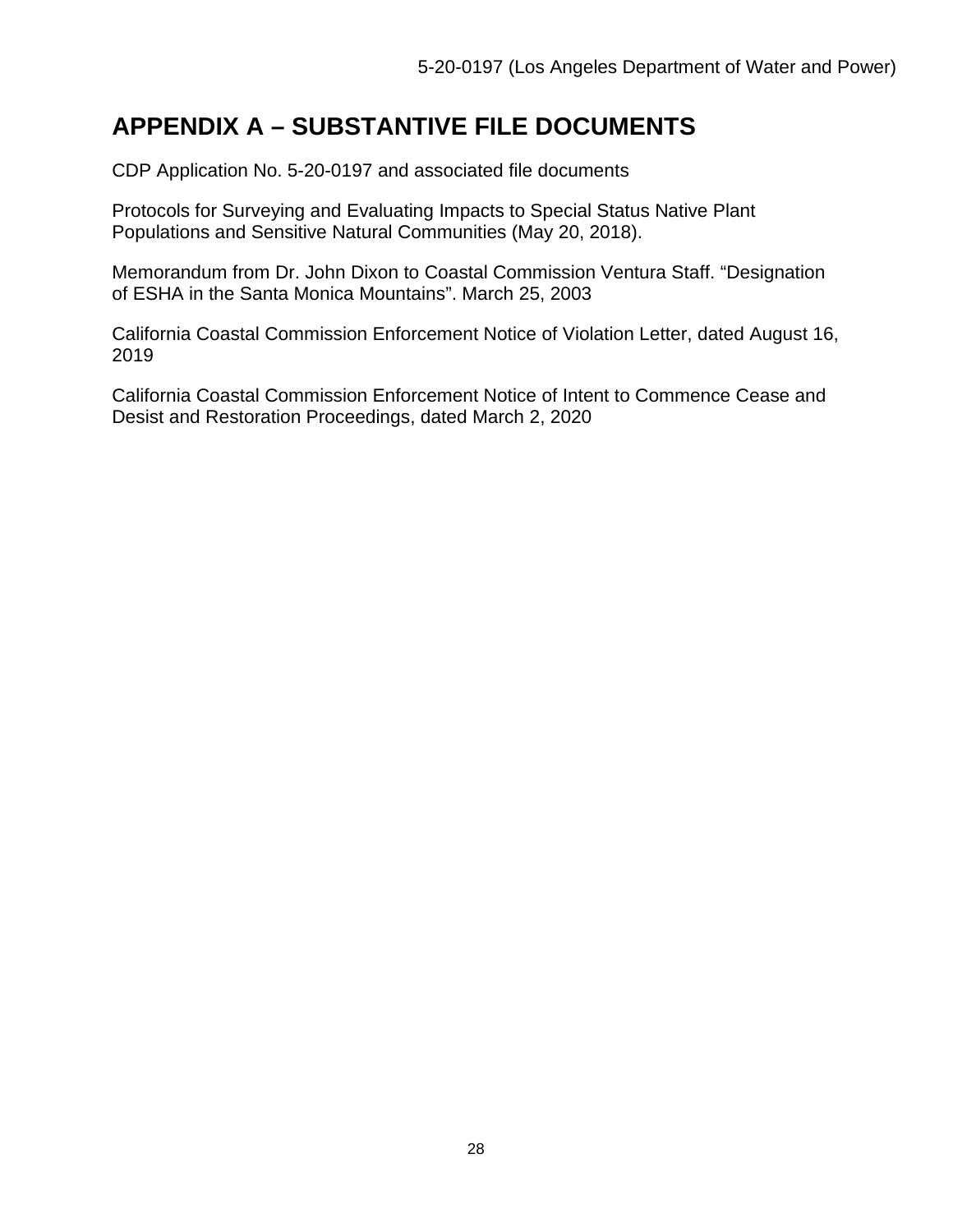# APPENDIX A – SUBSTANTIVE FILE DOCUMENTS

CDP Application No. 5-20-0197 and associated file documents

Protocols for Surveying and Evaluating Impacts to Special Status Native Plant Populations and Sensitive Natural Communities (May 20, 2018).

Memorandum from Dr. John Dixon to Coastal Commission Ventura Staff. "Designation of ESHA in the Santa Monica Mountains". March 25, 2003

California Coastal Commission Enforcement Notice of Violation Letter, dated August 16, 2019

California Coastal Commission Enforcement Notice of Intent to Commence Cease and Desist and Restoration Proceedings, dated March 2, 2020